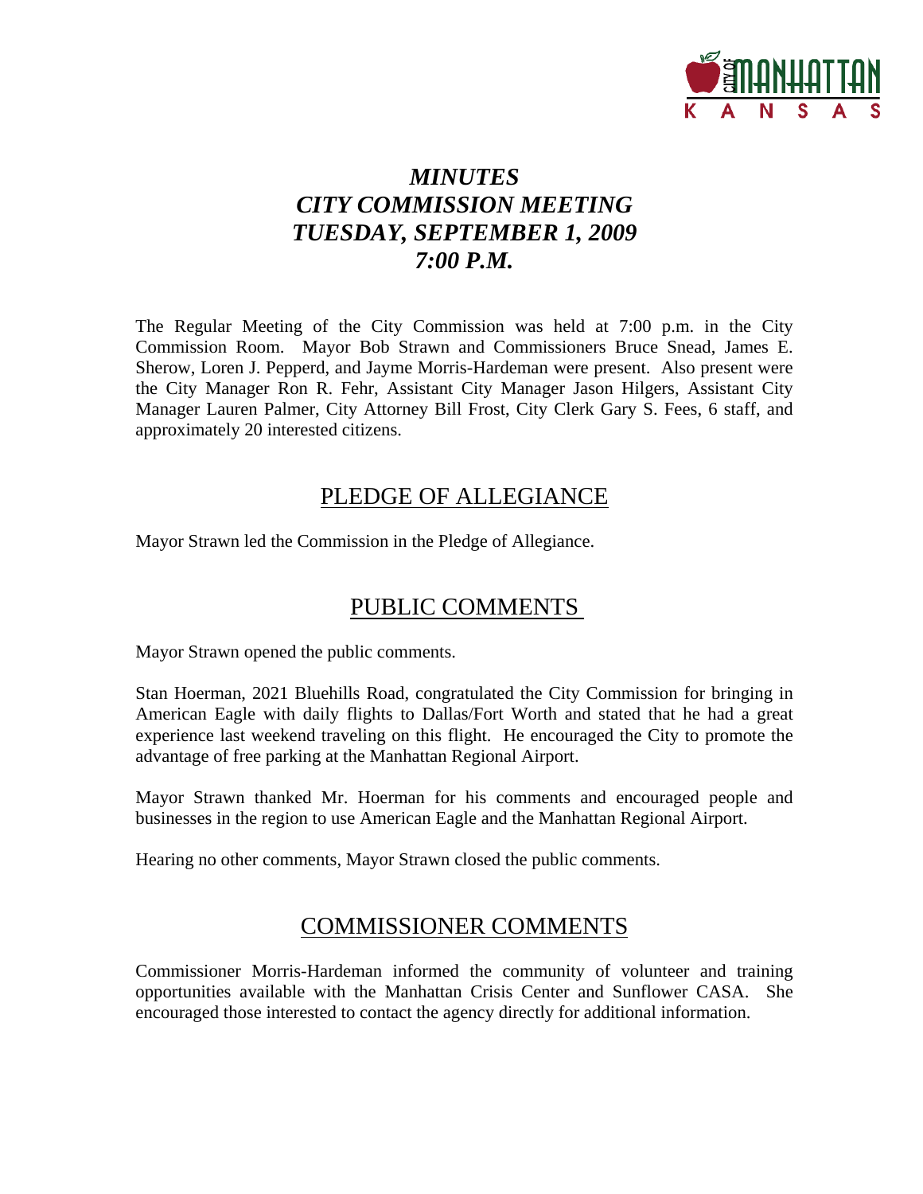# *MINUTES*
# *CITY COMMISSION MEETING*
# *TUESDAY, SEPTEMBER 1, 2009*
# *7:00 P.M.*

The Regular Meeting of the City Commission was held at 7:00 p.m. in the City Commission Room. Mayor Bob Strawn and Commissioners Bruce Snead, James E. Sherow, Loren J. Pepperd, and Jayme Morris-Hardeman were present. Also present were the City Manager Ron R. Fehr, Assistant City Manager Jason Hilgers, Assistant City Manager Lauren Palmer, City Attorney Bill Frost, City Clerk Gary S. Fees, 6 staff, and approximately 20 interested citizens.

## PLEDGE OF ALLEGIANCE

Mayor Strawn led the Commission in the Pledge of Allegiance.

## PUBLIC COMMENTS

Mayor Strawn opened the public comments.

Stan Hoerman, 2021 Bluehills Road, congratulated the City Commission for bringing in American Eagle with daily flights to Dallas/Fort Worth and stated that he had a great experience last weekend traveling on this flight. He encouraged the City to promote the advantage of free parking at the Manhattan Regional Airport.

Mayor Strawn thanked Mr. Hoerman for his comments and encouraged people and businesses in the region to use American Eagle and the Manhattan Regional Airport.

Hearing no other comments, Mayor Strawn closed the public comments.

## COMMISSIONER COMMENTS

Commissioner Morris-Hardeman informed the community of volunteer and training opportunities available with the Manhattan Crisis Center and Sunflower CASA. She encouraged those interested to contact the agency directly for additional information.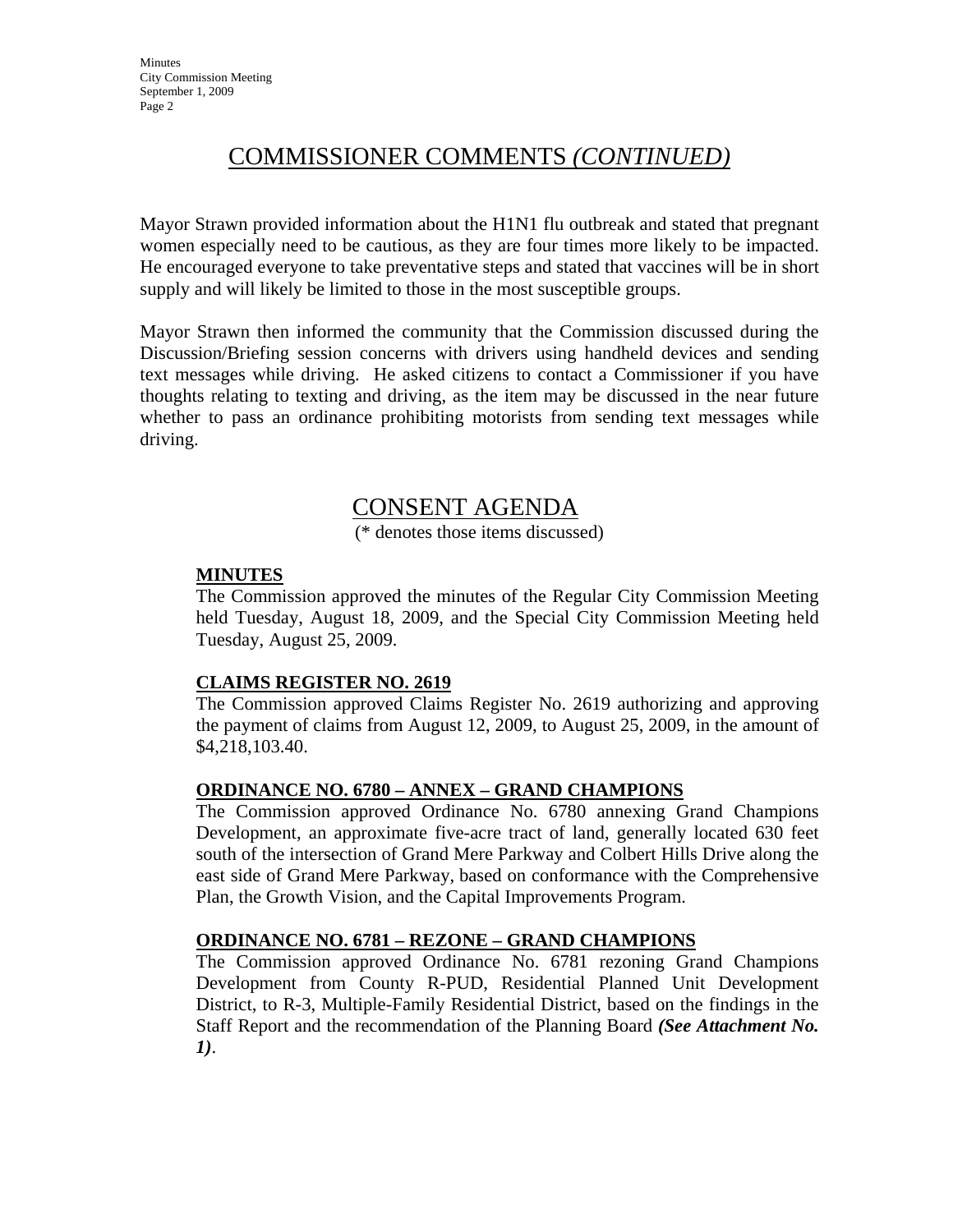## COMMISSIONER COMMENTS *(CONTINUED)*

Mayor Strawn provided information about the H1N1 flu outbreak and stated that pregnant women especially need to be cautious, as they are four times more likely to be impacted. He encouraged everyone to take preventative steps and stated that vaccines will be in short supply and will likely be limited to those in the most susceptible groups.

Mayor Strawn then informed the community that the Commission discussed during the Discussion/Briefing session concerns with drivers using handheld devices and sending text messages while driving. He asked citizens to contact a Commissioner if you have thoughts relating to texting and driving, as the item may be discussed in the near future whether to pass an ordinance prohibiting motorists from sending text messages while driving.

## CONSENT AGENDA

(* denotes those items discussed)

**MINUTES**

The Commission approved the minutes of the Regular City Commission Meeting held Tuesday, August 18, 2009, and the Special City Commission Meeting held Tuesday, August 25, 2009.

**CLAIMS REGISTER NO. 2619**

The Commission approved Claims Register No. 2619 authorizing and approving the payment of claims from August 12, 2009, to August 25, 2009, in the amount of $4,218,103.40.

**ORDINANCE NO. 6780 – ANNEX – GRAND CHAMPIONS**

The Commission approved Ordinance No. 6780 annexing Grand Champions Development, an approximate five-acre tract of land, generally located 630 feet south of the intersection of Grand Mere Parkway and Colbert Hills Drive along the east side of Grand Mere Parkway, based on conformance with the Comprehensive Plan, the Growth Vision, and the Capital Improvements Program.

**ORDINANCE NO. 6781 – REZONE – GRAND CHAMPIONS**

The Commission approved Ordinance No. 6781 rezoning Grand Champions Development from County R-PUD, Residential Planned Unit Development District, to R-3, Multiple-Family Residential District, based on the findings in the Staff Report and the recommendation of the Planning Board ***(See Attachment No. 1)***.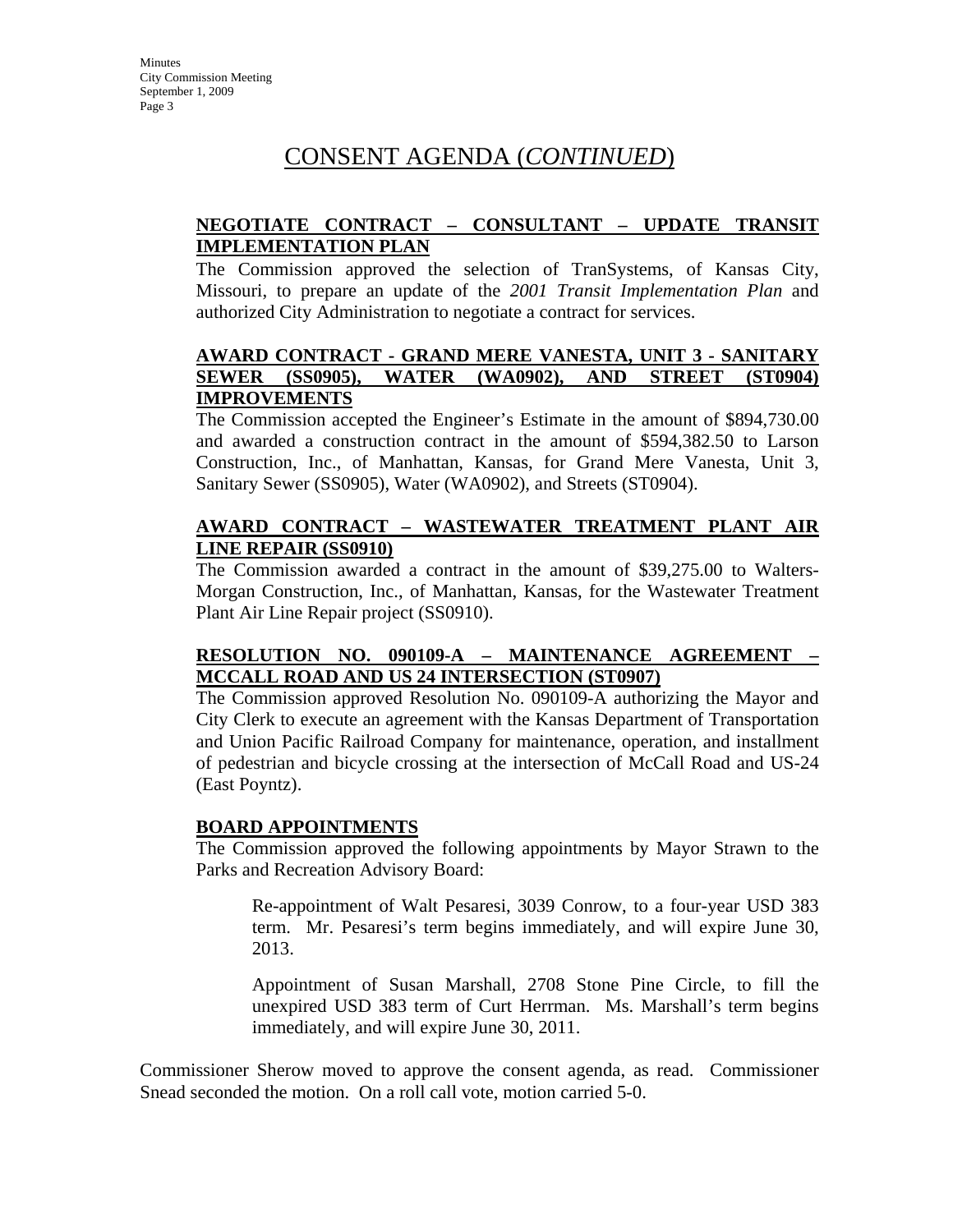# CONSENT AGENDA (*CONTINUED*)

**NEGOTIATE CONTRACT – CONSULTANT – UPDATE TRANSIT IMPLEMENTATION PLAN**

The Commission approved the selection of TranSystems, of Kansas City, Missouri, to prepare an update of the *2001 Transit Implementation Plan* and authorized City Administration to negotiate a contract for services.

**AWARD CONTRACT - GRAND MERE VANESTA, UNIT 3 - SANITARY SEWER (SS0905), WATER (WA0902), AND STREET (ST0904) IMPROVEMENTS**

The Commission accepted the Engineer's Estimate in the amount of $894,730.00 and awarded a construction contract in the amount of $594,382.50 to Larson Construction, Inc., of Manhattan, Kansas, for Grand Mere Vanesta, Unit 3, Sanitary Sewer (SS0905), Water (WA0902), and Streets (ST0904).

**AWARD CONTRACT – WASTEWATER TREATMENT PLANT AIR LINE REPAIR (SS0910)**

The Commission awarded a contract in the amount of $39,275.00 to Walters-Morgan Construction, Inc., of Manhattan, Kansas, for the Wastewater Treatment Plant Air Line Repair project (SS0910).

**RESOLUTION NO. 090109-A – MAINTENANCE AGREEMENT – MCCALL ROAD AND US 24 INTERSECTION (ST0907)**

The Commission approved Resolution No. 090109-A authorizing the Mayor and City Clerk to execute an agreement with the Kansas Department of Transportation and Union Pacific Railroad Company for maintenance, operation, and installment of pedestrian and bicycle crossing at the intersection of McCall Road and US-24 (East Poyntz).

**BOARD APPOINTMENTS**

The Commission approved the following appointments by Mayor Strawn to the Parks and Recreation Advisory Board:

> Re-appointment of Walt Pesaresi, 3039 Conrow, to a four-year USD 383 term. Mr. Pesaresi's term begins immediately, and will expire June 30, 2013.
>
> Appointment of Susan Marshall, 2708 Stone Pine Circle, to fill the unexpired USD 383 term of Curt Herrman. Ms. Marshall's term begins immediately, and will expire June 30, 2011.

Commissioner Sherow moved to approve the consent agenda, as read. Commissioner Snead seconded the motion. On a roll call vote, motion carried 5-0.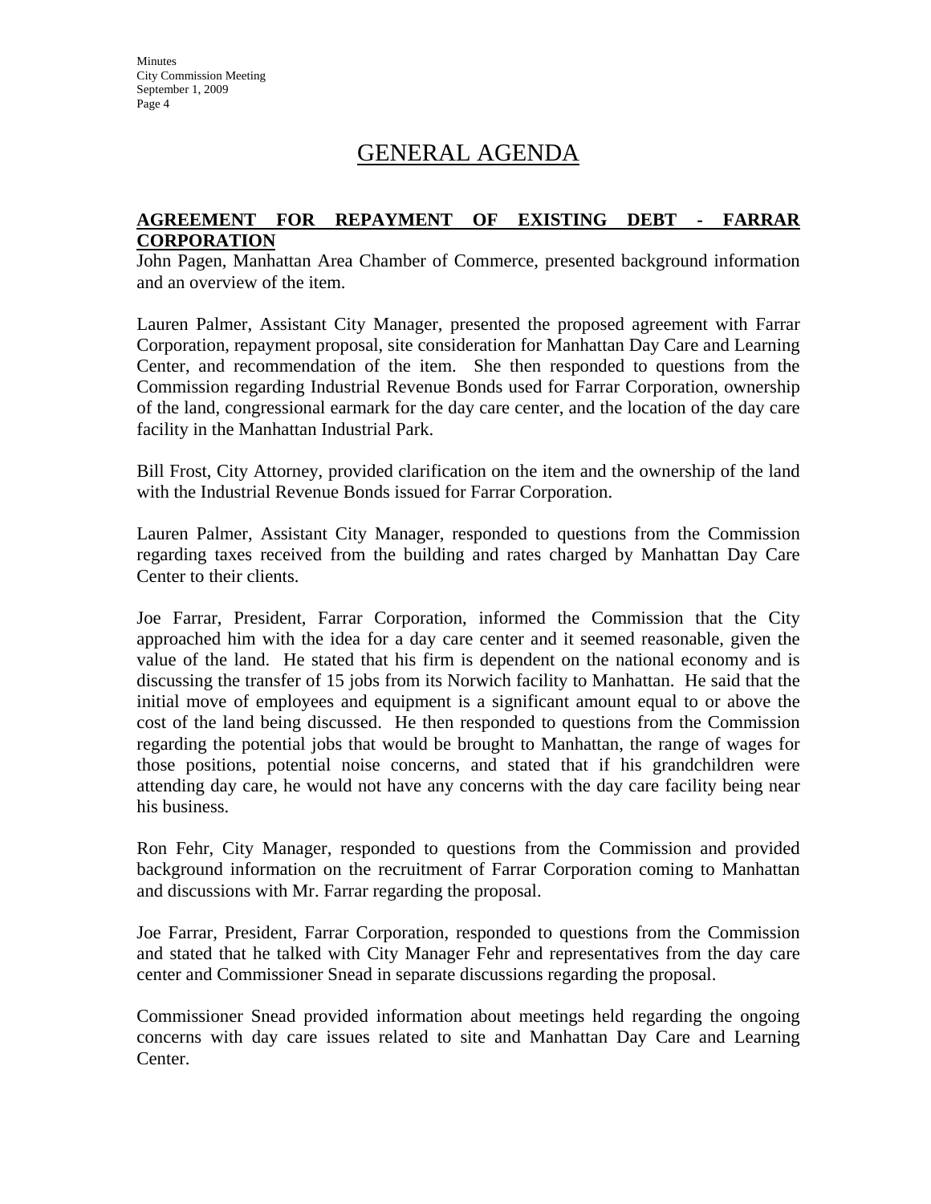# GENERAL AGENDA

**AGREEMENT FOR REPAYMENT OF EXISTING DEBT - FARRAR CORPORATION**

John Pagen, Manhattan Area Chamber of Commerce, presented background information and an overview of the item.

Lauren Palmer, Assistant City Manager, presented the proposed agreement with Farrar Corporation, repayment proposal, site consideration for Manhattan Day Care and Learning Center, and recommendation of the item. She then responded to questions from the Commission regarding Industrial Revenue Bonds used for Farrar Corporation, ownership of the land, congressional earmark for the day care center, and the location of the day care facility in the Manhattan Industrial Park.

Bill Frost, City Attorney, provided clarification on the item and the ownership of the land with the Industrial Revenue Bonds issued for Farrar Corporation.

Lauren Palmer, Assistant City Manager, responded to questions from the Commission regarding taxes received from the building and rates charged by Manhattan Day Care Center to their clients.

Joe Farrar, President, Farrar Corporation, informed the Commission that the City approached him with the idea for a day care center and it seemed reasonable, given the value of the land. He stated that his firm is dependent on the national economy and is discussing the transfer of 15 jobs from its Norwich facility to Manhattan. He said that the initial move of employees and equipment is a significant amount equal to or above the cost of the land being discussed. He then responded to questions from the Commission regarding the potential jobs that would be brought to Manhattan, the range of wages for those positions, potential noise concerns, and stated that if his grandchildren were attending day care, he would not have any concerns with the day care facility being near his business.

Ron Fehr, City Manager, responded to questions from the Commission and provided background information on the recruitment of Farrar Corporation coming to Manhattan and discussions with Mr. Farrar regarding the proposal.

Joe Farrar, President, Farrar Corporation, responded to questions from the Commission and stated that he talked with City Manager Fehr and representatives from the day care center and Commissioner Snead in separate discussions regarding the proposal.

Commissioner Snead provided information about meetings held regarding the ongoing concerns with day care issues related to site and Manhattan Day Care and Learning Center.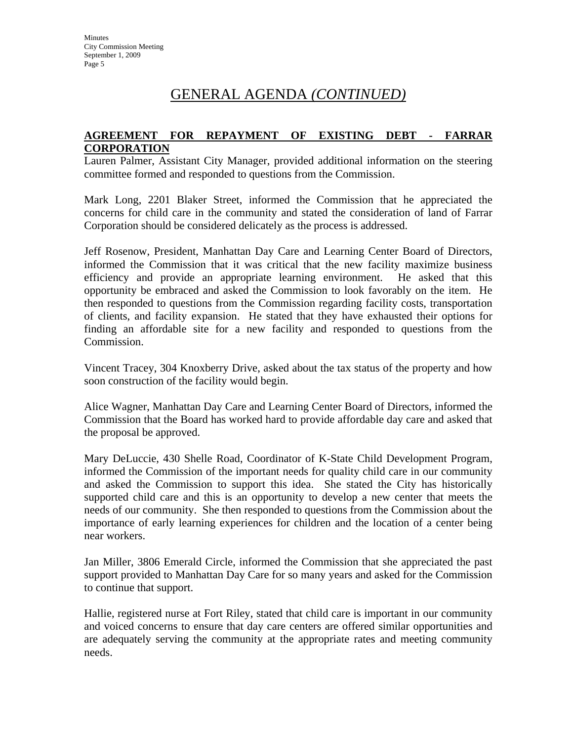# GENERAL AGENDA *(CONTINUED)*

**AGREEMENT FOR REPAYMENT OF EXISTING DEBT - FARRAR CORPORATION**

Lauren Palmer, Assistant City Manager, provided additional information on the steering committee formed and responded to questions from the Commission.

Mark Long, 2201 Blaker Street, informed the Commission that he appreciated the concerns for child care in the community and stated the consideration of land of Farrar Corporation should be considered delicately as the process is addressed.

Jeff Rosenow, President, Manhattan Day Care and Learning Center Board of Directors, informed the Commission that it was critical that the new facility maximize business efficiency and provide an appropriate learning environment. He asked that this opportunity be embraced and asked the Commission to look favorably on the item. He then responded to questions from the Commission regarding facility costs, transportation of clients, and facility expansion. He stated that they have exhausted their options for finding an affordable site for a new facility and responded to questions from the Commission.

Vincent Tracey, 304 Knoxberry Drive, asked about the tax status of the property and how soon construction of the facility would begin.

Alice Wagner, Manhattan Day Care and Learning Center Board of Directors, informed the Commission that the Board has worked hard to provide affordable day care and asked that the proposal be approved.

Mary DeLuccie, 430 Shelle Road, Coordinator of K-State Child Development Program, informed the Commission of the important needs for quality child care in our community and asked the Commission to support this idea. She stated the City has historically supported child care and this is an opportunity to develop a new center that meets the needs of our community. She then responded to questions from the Commission about the importance of early learning experiences for children and the location of a center being near workers.

Jan Miller, 3806 Emerald Circle, informed the Commission that she appreciated the past support provided to Manhattan Day Care for so many years and asked for the Commission to continue that support.

Hallie, registered nurse at Fort Riley, stated that child care is important in our community and voiced concerns to ensure that day care centers are offered similar opportunities and are adequately serving the community at the appropriate rates and meeting community needs.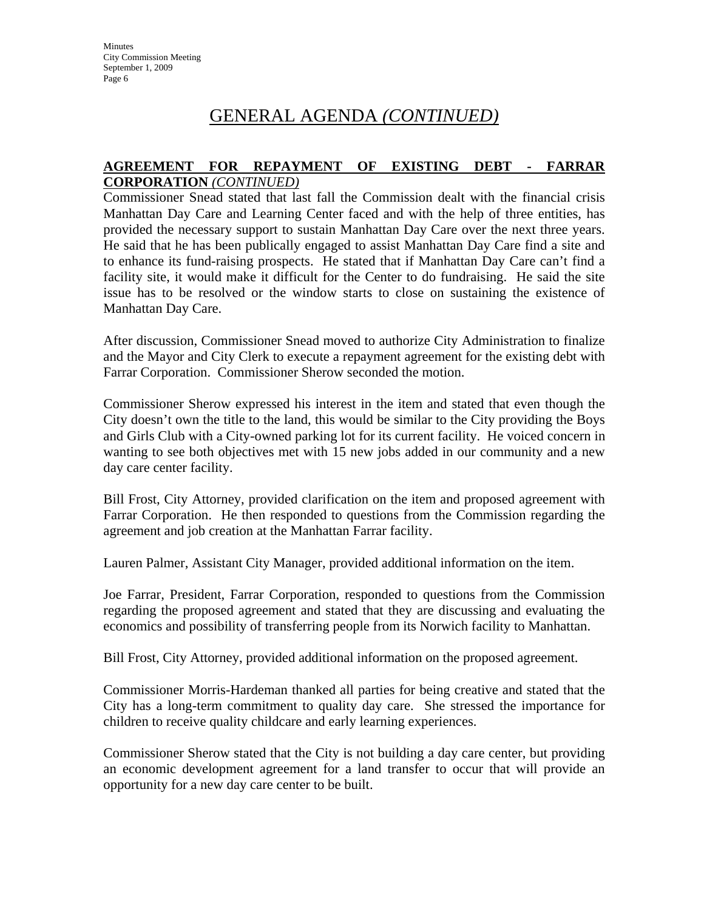# GENERAL AGENDA *(CONTINUED)*

**AGREEMENT FOR REPAYMENT OF EXISTING DEBT - FARRAR CORPORATION** *(CONTINUED)*

Commissioner Snead stated that last fall the Commission dealt with the financial crisis Manhattan Day Care and Learning Center faced and with the help of three entities, has provided the necessary support to sustain Manhattan Day Care over the next three years. He said that he has been publically engaged to assist Manhattan Day Care find a site and to enhance its fund-raising prospects. He stated that if Manhattan Day Care can't find a facility site, it would make it difficult for the Center to do fundraising. He said the site issue has to be resolved or the window starts to close on sustaining the existence of Manhattan Day Care.

After discussion, Commissioner Snead moved to authorize City Administration to finalize and the Mayor and City Clerk to execute a repayment agreement for the existing debt with Farrar Corporation. Commissioner Sherow seconded the motion.

Commissioner Sherow expressed his interest in the item and stated that even though the City doesn't own the title to the land, this would be similar to the City providing the Boys and Girls Club with a City-owned parking lot for its current facility. He voiced concern in wanting to see both objectives met with 15 new jobs added in our community and a new day care center facility.

Bill Frost, City Attorney, provided clarification on the item and proposed agreement with Farrar Corporation. He then responded to questions from the Commission regarding the agreement and job creation at the Manhattan Farrar facility.

Lauren Palmer, Assistant City Manager, provided additional information on the item.

Joe Farrar, President, Farrar Corporation, responded to questions from the Commission regarding the proposed agreement and stated that they are discussing and evaluating the economics and possibility of transferring people from its Norwich facility to Manhattan.

Bill Frost, City Attorney, provided additional information on the proposed agreement.

Commissioner Morris-Hardeman thanked all parties for being creative and stated that the City has a long-term commitment to quality day care. She stressed the importance for children to receive quality childcare and early learning experiences.

Commissioner Sherow stated that the City is not building a day care center, but providing an economic development agreement for a land transfer to occur that will provide an opportunity for a new day care center to be built.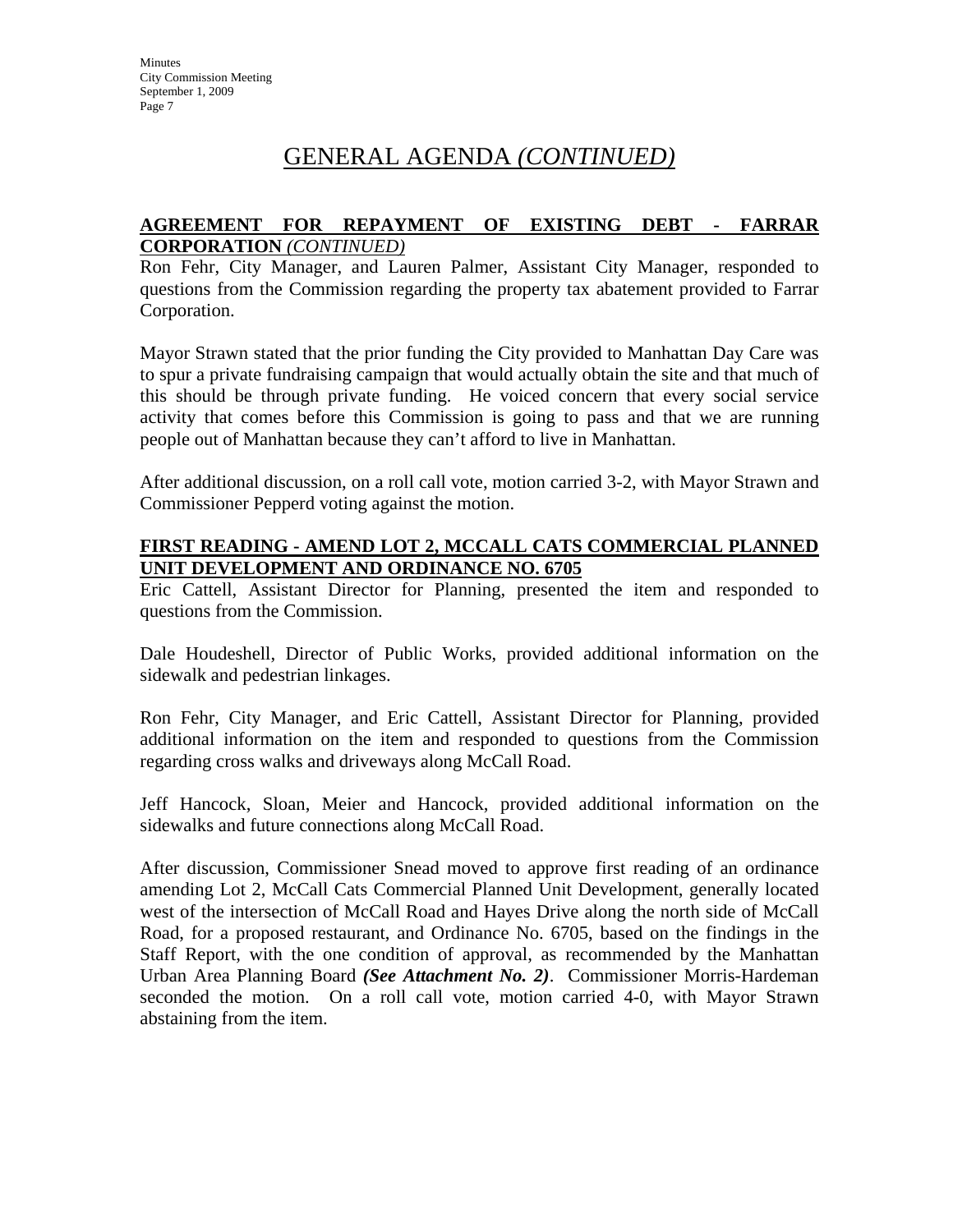# GENERAL AGENDA *(CONTINUED)*

**AGREEMENT FOR REPAYMENT OF EXISTING DEBT - FARRAR CORPORATION** *(CONTINUED)*

Ron Fehr, City Manager, and Lauren Palmer, Assistant City Manager, responded to questions from the Commission regarding the property tax abatement provided to Farrar Corporation.

Mayor Strawn stated that the prior funding the City provided to Manhattan Day Care was to spur a private fundraising campaign that would actually obtain the site and that much of this should be through private funding. He voiced concern that every social service activity that comes before this Commission is going to pass and that we are running people out of Manhattan because they can't afford to live in Manhattan.

After additional discussion, on a roll call vote, motion carried 3-2, with Mayor Strawn and Commissioner Pepperd voting against the motion.

**FIRST READING - AMEND LOT 2, MCCALL CATS COMMERCIAL PLANNED UNIT DEVELOPMENT AND ORDINANCE NO. 6705**

Eric Cattell, Assistant Director for Planning, presented the item and responded to questions from the Commission.

Dale Houdeshell, Director of Public Works, provided additional information on the sidewalk and pedestrian linkages.

Ron Fehr, City Manager, and Eric Cattell, Assistant Director for Planning, provided additional information on the item and responded to questions from the Commission regarding cross walks and driveways along McCall Road.

Jeff Hancock, Sloan, Meier and Hancock, provided additional information on the sidewalks and future connections along McCall Road.

After discussion, Commissioner Snead moved to approve first reading of an ordinance amending Lot 2, McCall Cats Commercial Planned Unit Development, generally located west of the intersection of McCall Road and Hayes Drive along the north side of McCall Road, for a proposed restaurant, and Ordinance No. 6705, based on the findings in the Staff Report, with the one condition of approval, as recommended by the Manhattan Urban Area Planning Board ***(See Attachment No. 2)***. Commissioner Morris-Hardeman seconded the motion. On a roll call vote, motion carried 4-0, with Mayor Strawn abstaining from the item.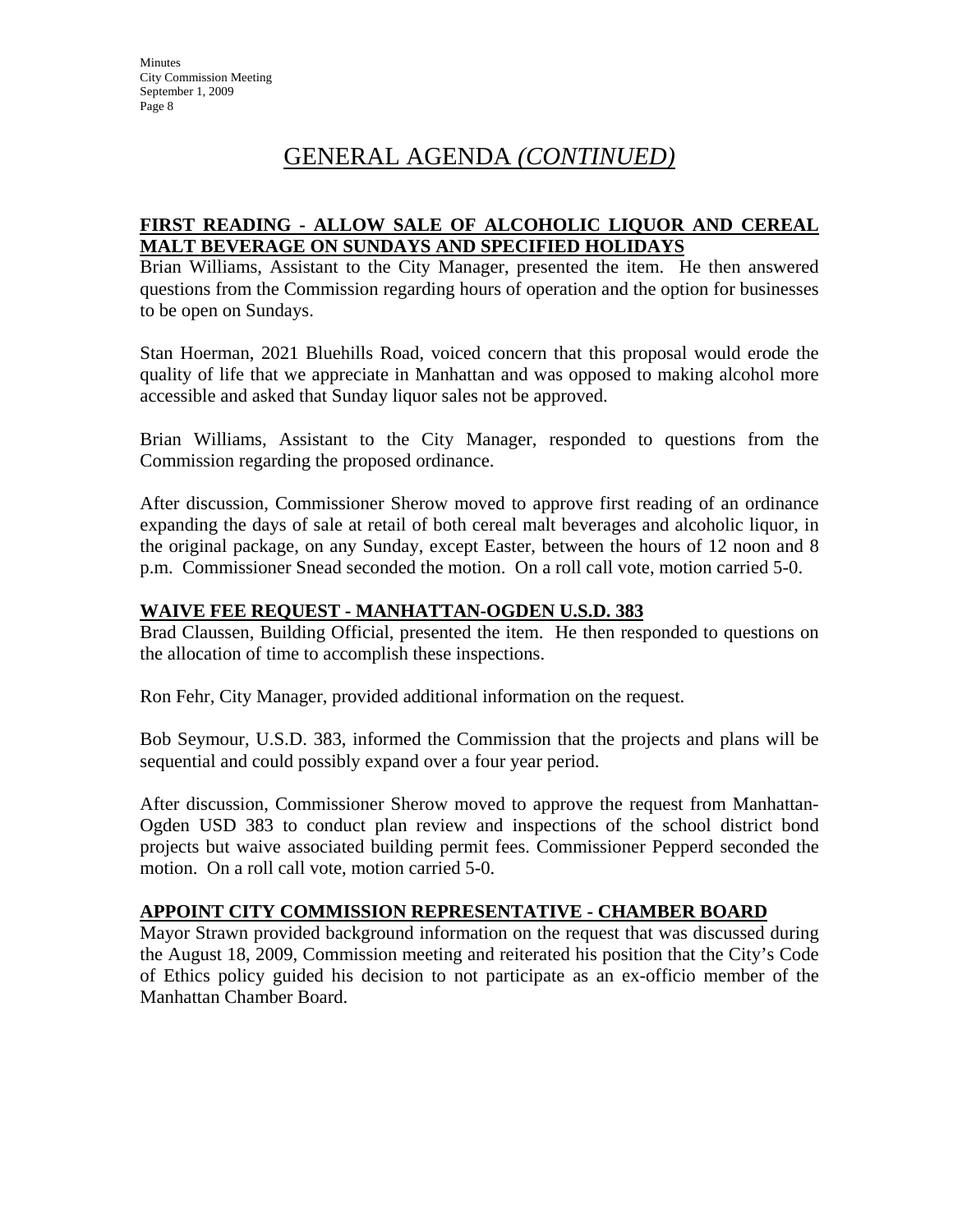# GENERAL AGENDA *(CONTINUED)*

**FIRST READING - ALLOW SALE OF ALCOHOLIC LIQUOR AND CEREAL MALT BEVERAGE ON SUNDAYS AND SPECIFIED HOLIDAYS**

Brian Williams, Assistant to the City Manager, presented the item. He then answered questions from the Commission regarding hours of operation and the option for businesses to be open on Sundays.

Stan Hoerman, 2021 Bluehills Road, voiced concern that this proposal would erode the quality of life that we appreciate in Manhattan and was opposed to making alcohol more accessible and asked that Sunday liquor sales not be approved.

Brian Williams, Assistant to the City Manager, responded to questions from the Commission regarding the proposed ordinance.

After discussion, Commissioner Sherow moved to approve first reading of an ordinance expanding the days of sale at retail of both cereal malt beverages and alcoholic liquor, in the original package, on any Sunday, except Easter, between the hours of 12 noon and 8 p.m. Commissioner Snead seconded the motion. On a roll call vote, motion carried 5-0.

**WAIVE FEE REQUEST - MANHATTAN-OGDEN U.S.D. 383**

Brad Claussen, Building Official, presented the item. He then responded to questions on the allocation of time to accomplish these inspections.

Ron Fehr, City Manager, provided additional information on the request.

Bob Seymour, U.S.D. 383, informed the Commission that the projects and plans will be sequential and could possibly expand over a four year period.

After discussion, Commissioner Sherow moved to approve the request from Manhattan-Ogden USD 383 to conduct plan review and inspections of the school district bond projects but waive associated building permit fees. Commissioner Pepperd seconded the motion. On a roll call vote, motion carried 5-0.

**APPOINT CITY COMMISSION REPRESENTATIVE - CHAMBER BOARD**

Mayor Strawn provided background information on the request that was discussed during the August 18, 2009, Commission meeting and reiterated his position that the City's Code of Ethics policy guided his decision to not participate as an ex-officio member of the Manhattan Chamber Board.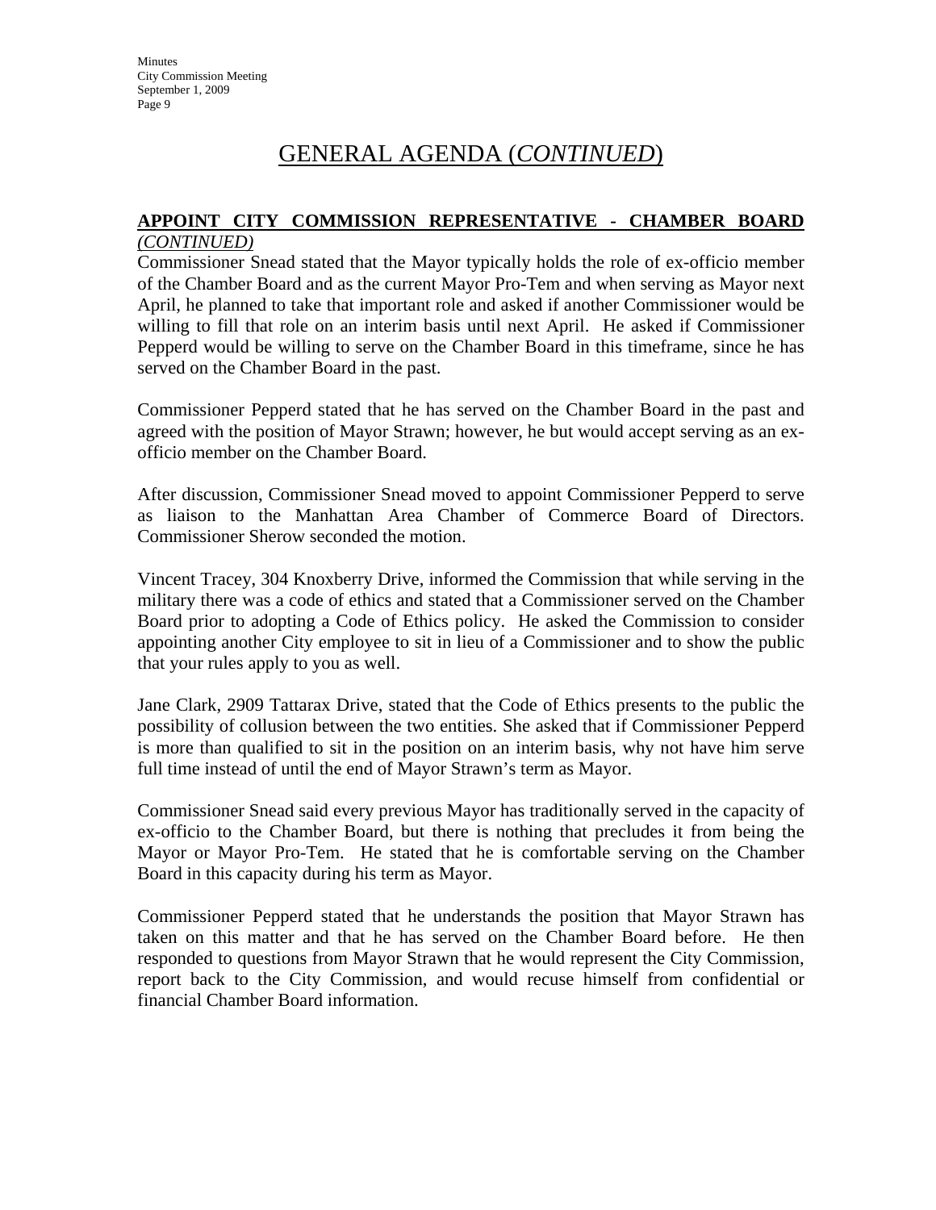# GENERAL AGENDA (*CONTINUED*)

**APPOINT CITY COMMISSION REPRESENTATIVE - CHAMBER BOARD** *(CONTINUED)*

Commissioner Snead stated that the Mayor typically holds the role of ex-officio member of the Chamber Board and as the current Mayor Pro-Tem and when serving as Mayor next April, he planned to take that important role and asked if another Commissioner would be willing to fill that role on an interim basis until next April. He asked if Commissioner Pepperd would be willing to serve on the Chamber Board in this timeframe, since he has served on the Chamber Board in the past.

Commissioner Pepperd stated that he has served on the Chamber Board in the past and agreed with the position of Mayor Strawn; however, he but would accept serving as an ex-officio member on the Chamber Board.

After discussion, Commissioner Snead moved to appoint Commissioner Pepperd to serve as liaison to the Manhattan Area Chamber of Commerce Board of Directors. Commissioner Sherow seconded the motion.

Vincent Tracey, 304 Knoxberry Drive, informed the Commission that while serving in the military there was a code of ethics and stated that a Commissioner served on the Chamber Board prior to adopting a Code of Ethics policy. He asked the Commission to consider appointing another City employee to sit in lieu of a Commissioner and to show the public that your rules apply to you as well.

Jane Clark, 2909 Tattarax Drive, stated that the Code of Ethics presents to the public the possibility of collusion between the two entities. She asked that if Commissioner Pepperd is more than qualified to sit in the position on an interim basis, why not have him serve full time instead of until the end of Mayor Strawn's term as Mayor.

Commissioner Snead said every previous Mayor has traditionally served in the capacity of ex-officio to the Chamber Board, but there is nothing that precludes it from being the Mayor or Mayor Pro-Tem. He stated that he is comfortable serving on the Chamber Board in this capacity during his term as Mayor.

Commissioner Pepperd stated that he understands the position that Mayor Strawn has taken on this matter and that he has served on the Chamber Board before. He then responded to questions from Mayor Strawn that he would represent the City Commission, report back to the City Commission, and would recuse himself from confidential or financial Chamber Board information.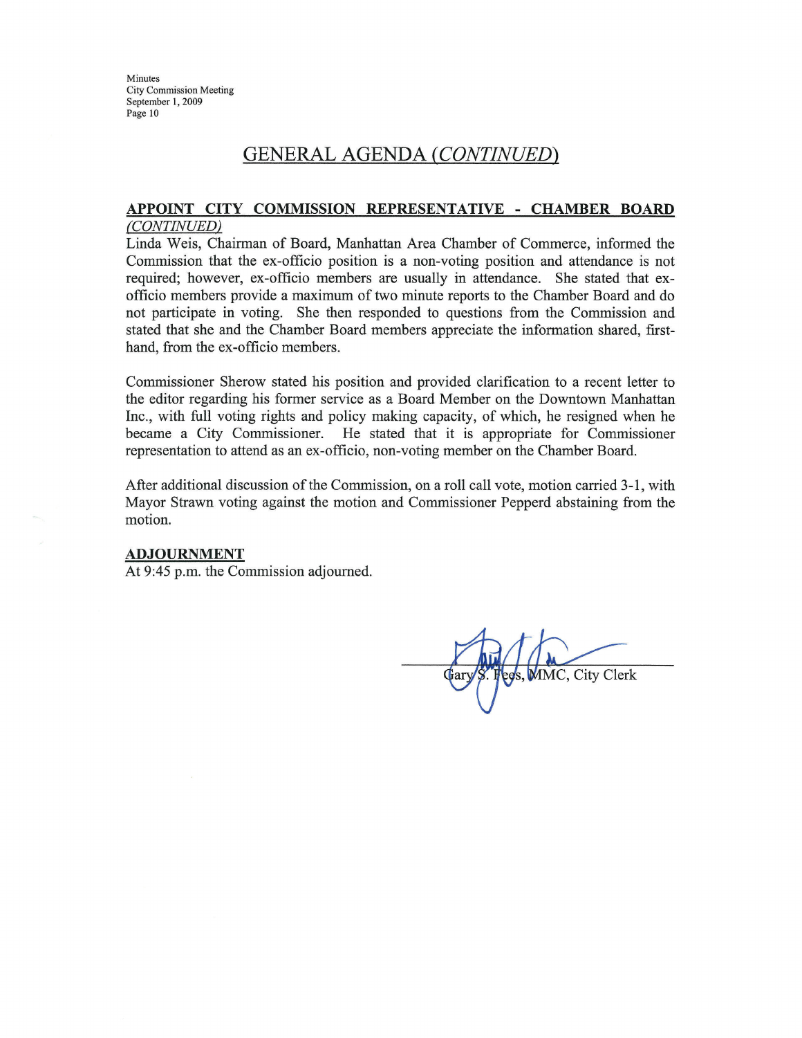## GENERAL AGENDA *(CONTINUED)*

**APPOINT CITY COMMISSION REPRESENTATIVE - CHAMBER BOARD** *(CONTINUED)*

Linda Weis, Chairman of Board, Manhattan Area Chamber of Commerce, informed the Commission that the ex-officio position is a non-voting position and attendance is not required; however, ex-officio members are usually in attendance. She stated that ex-officio members provide a maximum of two minute reports to the Chamber Board and do not participate in voting. She then responded to questions from the Commission and stated that she and the Chamber Board members appreciate the information shared, first-hand, from the ex-officio members.

Commissioner Sherow stated his position and provided clarification to a recent letter to the editor regarding his former service as a Board Member on the Downtown Manhattan Inc., with full voting rights and policy making capacity, of which, he resigned when he became a City Commissioner. He stated that it is appropriate for Commissioner representation to attend as an ex-officio, non-voting member on the Chamber Board.

After additional discussion of the Commission, on a roll call vote, motion carried 3-1, with Mayor Strawn voting against the motion and Commissioner Pepperd abstaining from the motion.

**ADJOURNMENT**

At 9:45 p.m. the Commission adjourned.

Gary S. Fees, MMC, City Clerk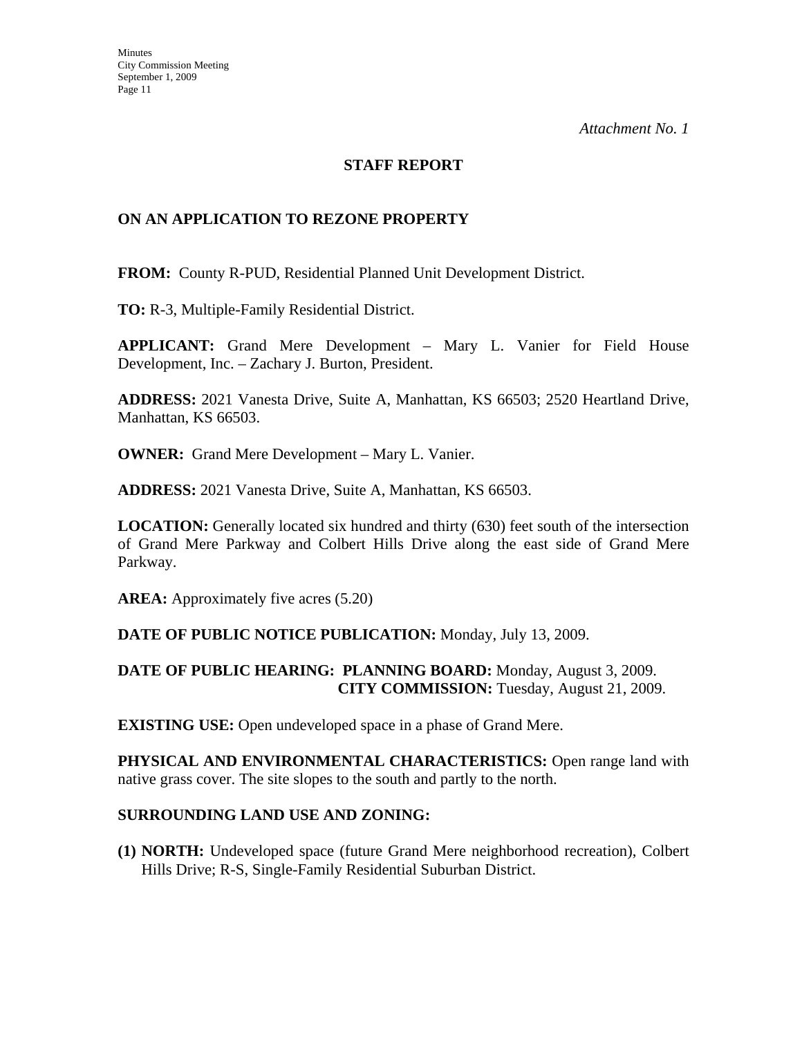*Attachment No. 1*

## STAFF REPORT

## ON AN APPLICATION TO REZONE PROPERTY

**FROM:** County R-PUD, Residential Planned Unit Development District.

**TO:** R-3, Multiple-Family Residential District.

**APPLICANT:** Grand Mere Development – Mary L. Vanier for Field House Development, Inc. – Zachary J. Burton, President.

**ADDRESS:** 2021 Vanesta Drive, Suite A, Manhattan, KS 66503; 2520 Heartland Drive, Manhattan, KS 66503.

**OWNER:** Grand Mere Development – Mary L. Vanier.

**ADDRESS:** 2021 Vanesta Drive, Suite A, Manhattan, KS 66503.

**LOCATION:** Generally located six hundred and thirty (630) feet south of the intersection of Grand Mere Parkway and Colbert Hills Drive along the east side of Grand Mere Parkway.

**AREA:** Approximately five acres (5.20)

**DATE OF PUBLIC NOTICE PUBLICATION:** Monday, July 13, 2009.

**DATE OF PUBLIC HEARING: PLANNING BOARD:** Monday, August 3, 2009.
**CITY COMMISSION:** Tuesday, August 21, 2009.

**EXISTING USE:** Open undeveloped space in a phase of Grand Mere.

**PHYSICAL AND ENVIRONMENTAL CHARACTERISTICS:** Open range land with native grass cover. The site slopes to the south and partly to the north.

**SURROUNDING LAND USE AND ZONING:**

**(1) NORTH:** Undeveloped space (future Grand Mere neighborhood recreation), Colbert Hills Drive; R-S, Single-Family Residential Suburban District.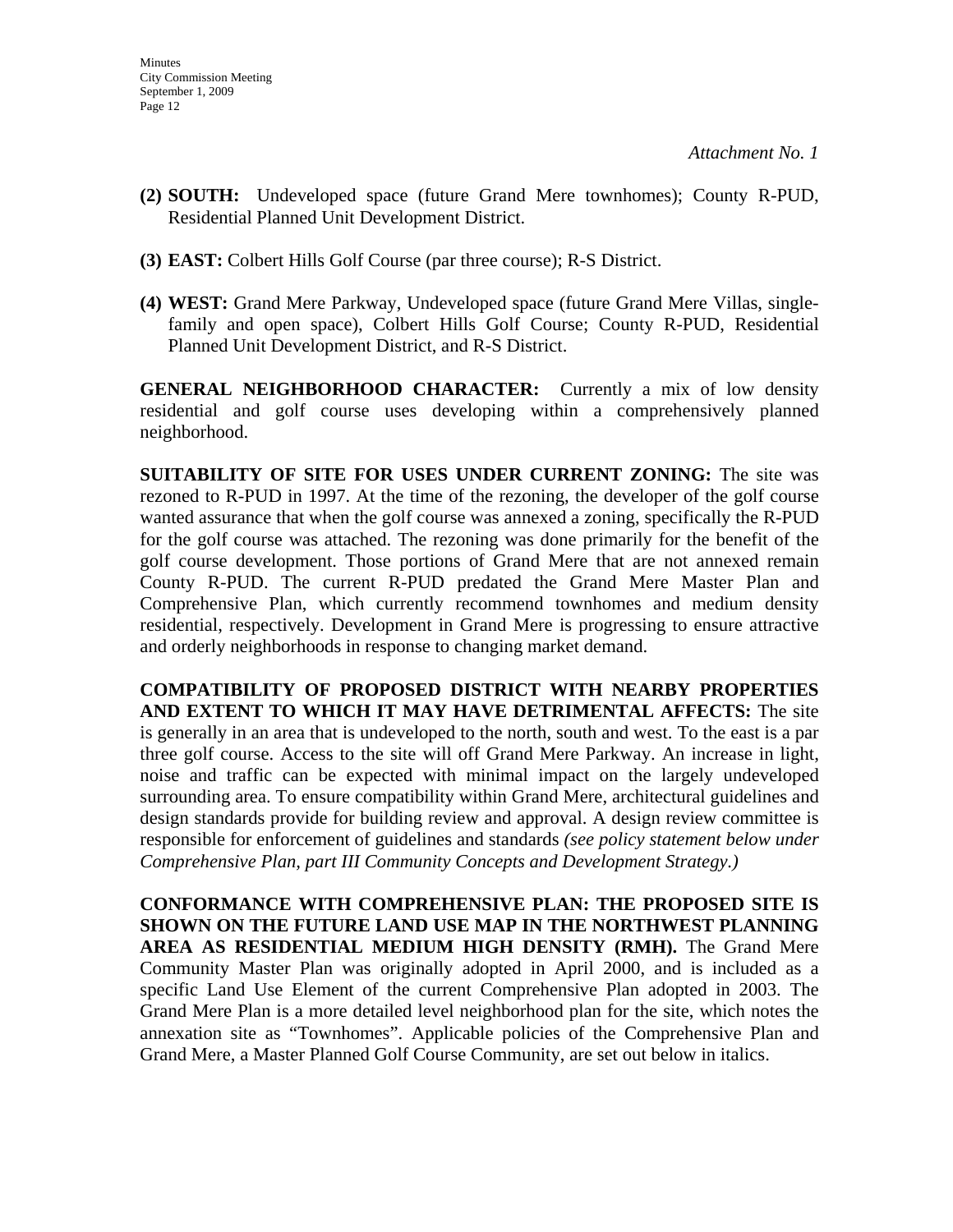*Attachment No. 1*

**(2) SOUTH:** Undeveloped space (future Grand Mere townhomes); County R-PUD, Residential Planned Unit Development District.

**(3) EAST:** Colbert Hills Golf Course (par three course); R-S District.

**(4) WEST:** Grand Mere Parkway, Undeveloped space (future Grand Mere Villas, single-family and open space), Colbert Hills Golf Course; County R-PUD, Residential Planned Unit Development District, and R-S District.

**GENERAL NEIGHBORHOOD CHARACTER:** Currently a mix of low density residential and golf course uses developing within a comprehensively planned neighborhood.

**SUITABILITY OF SITE FOR USES UNDER CURRENT ZONING:** The site was rezoned to R-PUD in 1997. At the time of the rezoning, the developer of the golf course wanted assurance that when the golf course was annexed a zoning, specifically the R-PUD for the golf course was attached. The rezoning was done primarily for the benefit of the golf course development. Those portions of Grand Mere that are not annexed remain County R-PUD. The current R-PUD predated the Grand Mere Master Plan and Comprehensive Plan, which currently recommend townhomes and medium density residential, respectively. Development in Grand Mere is progressing to ensure attractive and orderly neighborhoods in response to changing market demand.

**COMPATIBILITY OF PROPOSED DISTRICT WITH NEARBY PROPERTIES AND EXTENT TO WHICH IT MAY HAVE DETRIMENTAL AFFECTS:** The site is generally in an area that is undeveloped to the north, south and west. To the east is a par three golf course. Access to the site will off Grand Mere Parkway. An increase in light, noise and traffic can be expected with minimal impact on the largely undeveloped surrounding area. To ensure compatibility within Grand Mere, architectural guidelines and design standards provide for building review and approval. A design review committee is responsible for enforcement of guidelines and standards *(see policy statement below under Comprehensive Plan, part III Community Concepts and Development Strategy.)*

**CONFORMANCE WITH COMPREHENSIVE PLAN: THE PROPOSED SITE IS SHOWN ON THE FUTURE LAND USE MAP IN THE NORTHWEST PLANNING AREA AS RESIDENTIAL MEDIUM HIGH DENSITY (RMH).** The Grand Mere Community Master Plan was originally adopted in April 2000, and is included as a specific Land Use Element of the current Comprehensive Plan adopted in 2003. The Grand Mere Plan is a more detailed level neighborhood plan for the site, which notes the annexation site as "Townhomes". Applicable policies of the Comprehensive Plan and Grand Mere, a Master Planned Golf Course Community, are set out below in italics.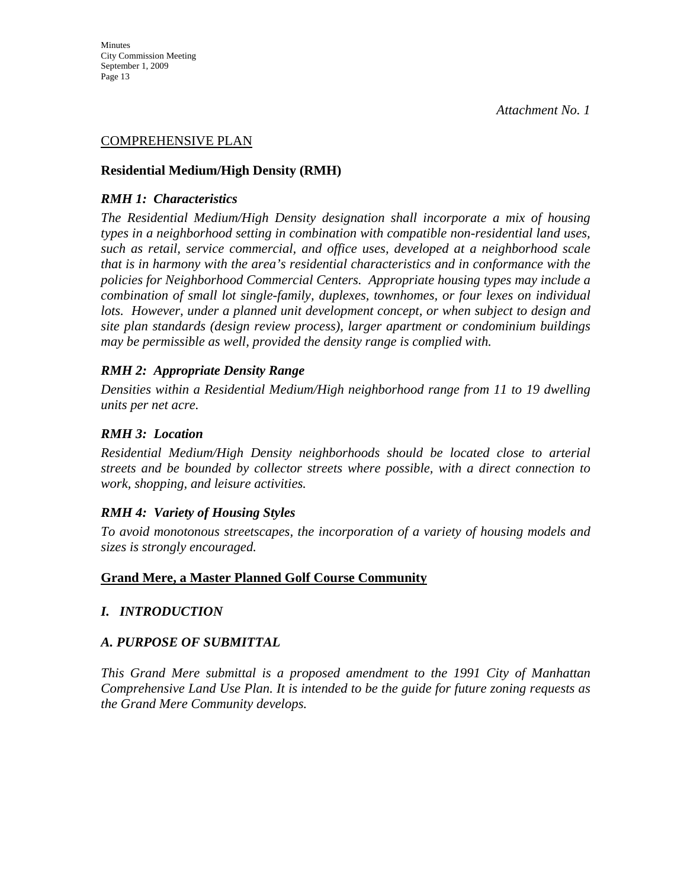*Attachment No. 1*

COMPREHENSIVE PLAN

**Residential Medium/High Density (RMH)**

***RMH 1: Characteristics***

*The Residential Medium/High Density designation shall incorporate a mix of housing types in a neighborhood setting in combination with compatible non-residential land uses, such as retail, service commercial, and office uses, developed at a neighborhood scale that is in harmony with the area's residential characteristics and in conformance with the policies for Neighborhood Commercial Centers. Appropriate housing types may include a combination of small lot single-family, duplexes, townhomes, or four lexes on individual lots. However, under a planned unit development concept, or when subject to design and site plan standards (design review process), larger apartment or condominium buildings may be permissible as well, provided the density range is complied with.*

***RMH 2: Appropriate Density Range***

*Densities within a Residential Medium/High neighborhood range from 11 to 19 dwelling units per net acre.*

***RMH 3: Location***

*Residential Medium/High Density neighborhoods should be located close to arterial streets and be bounded by collector streets where possible, with a direct connection to work, shopping, and leisure activities.*

***RMH 4: Variety of Housing Styles***

*To avoid monotonous streetscapes, the incorporation of a variety of housing models and sizes is strongly encouraged.*

**Grand Mere, a Master Planned Golf Course Community**

***I. INTRODUCTION***

***A. PURPOSE OF SUBMITTAL***

*This Grand Mere submittal is a proposed amendment to the 1991 City of Manhattan Comprehensive Land Use Plan. It is intended to be the guide for future zoning requests as the Grand Mere Community develops.*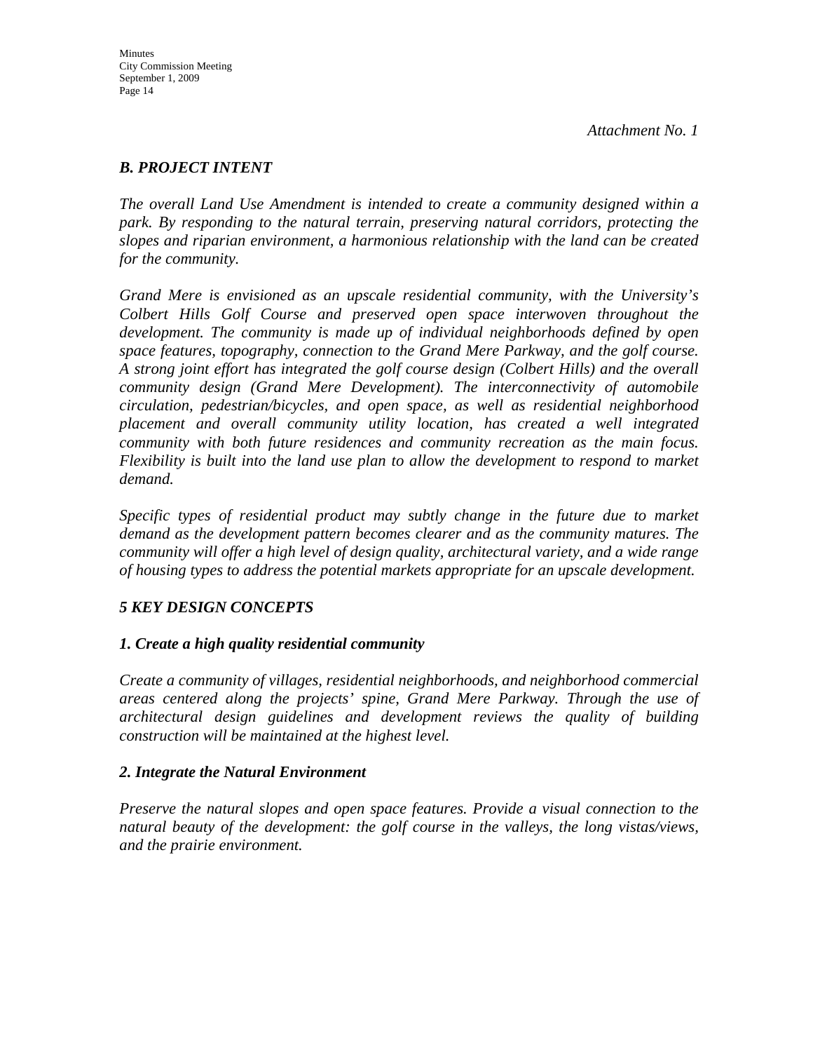*Attachment No. 1*

### *B. PROJECT INTENT*

*The overall Land Use Amendment is intended to create a community designed within a park. By responding to the natural terrain, preserving natural corridors, protecting the slopes and riparian environment, a harmonious relationship with the land can be created for the community.*

*Grand Mere is envisioned as an upscale residential community, with the University's Colbert Hills Golf Course and preserved open space interwoven throughout the development. The community is made up of individual neighborhoods defined by open space features, topography, connection to the Grand Mere Parkway, and the golf course. A strong joint effort has integrated the golf course design (Colbert Hills) and the overall community design (Grand Mere Development). The interconnectivity of automobile circulation, pedestrian/bicycles, and open space, as well as residential neighborhood placement and overall community utility location, has created a well integrated community with both future residences and community recreation as the main focus. Flexibility is built into the land use plan to allow the development to respond to market demand.*

*Specific types of residential product may subtly change in the future due to market demand as the development pattern becomes clearer and as the community matures. The community will offer a high level of design quality, architectural variety, and a wide range of housing types to address the potential markets appropriate for an upscale development.*

### *5 KEY DESIGN CONCEPTS*

#### *1. Create a high quality residential community*

*Create a community of villages, residential neighborhoods, and neighborhood commercial areas centered along the projects' spine, Grand Mere Parkway. Through the use of architectural design guidelines and development reviews the quality of building construction will be maintained at the highest level.*

#### *2. Integrate the Natural Environment*

*Preserve the natural slopes and open space features. Provide a visual connection to the natural beauty of the development: the golf course in the valleys, the long vistas/views, and the prairie environment.*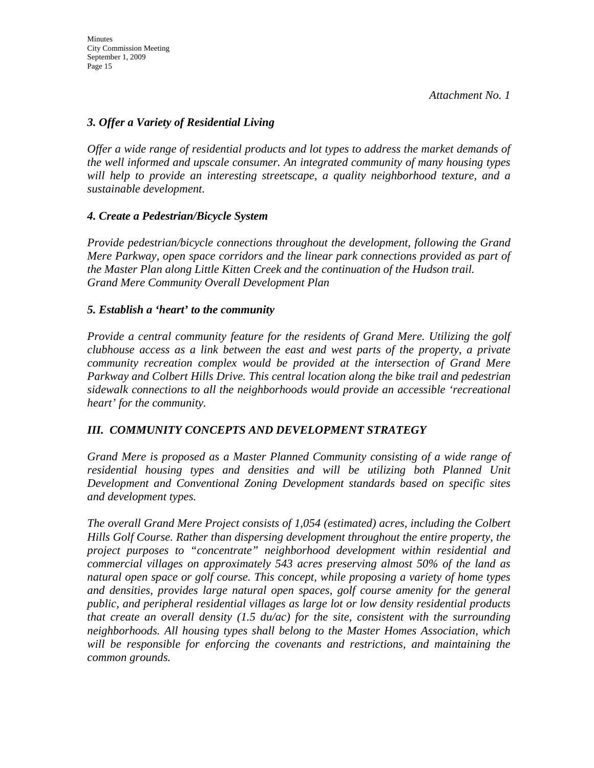*Attachment No. 1*

### *3. Offer a Variety of Residential Living*

*Offer a wide range of residential products and lot types to address the market demands of the well informed and upscale consumer. An integrated community of many housing types will help to provide an interesting streetscape, a quality neighborhood texture, and a sustainable development.*

### *4. Create a Pedestrian/Bicycle System*

*Provide pedestrian/bicycle connections throughout the development, following the Grand Mere Parkway, open space corridors and the linear park connections provided as part of the Master Plan along Little Kitten Creek and the continuation of the Hudson trail.*
*Grand Mere Community Overall Development Plan*

### *5. Establish a 'heart' to the community*

*Provide a central community feature for the residents of Grand Mere. Utilizing the golf clubhouse access as a link between the east and west parts of the property, a private community recreation complex would be provided at the intersection of Grand Mere Parkway and Colbert Hills Drive. This central location along the bike trail and pedestrian sidewalk connections to all the neighborhoods would provide an accessible 'recreational heart' for the community.*

## *III. COMMUNITY CONCEPTS AND DEVELOPMENT STRATEGY*

*Grand Mere is proposed as a Master Planned Community consisting of a wide range of residential housing types and densities and will be utilizing both Planned Unit Development and Conventional Zoning Development standards based on specific sites and development types.*

*The overall Grand Mere Project consists of 1,054 (estimated) acres, including the Colbert Hills Golf Course. Rather than dispersing development throughout the entire property, the project purposes to "concentrate" neighborhood development within residential and commercial villages on approximately 543 acres preserving almost 50% of the land as natural open space or golf course. This concept, while proposing a variety of home types and densities, provides large natural open spaces, golf course amenity for the general public, and peripheral residential villages as large lot or low density residential products that create an overall density (1.5 du/ac) for the site, consistent with the surrounding neighborhoods. All housing types shall belong to the Master Homes Association, which will be responsible for enforcing the covenants and restrictions, and maintaining the common grounds.*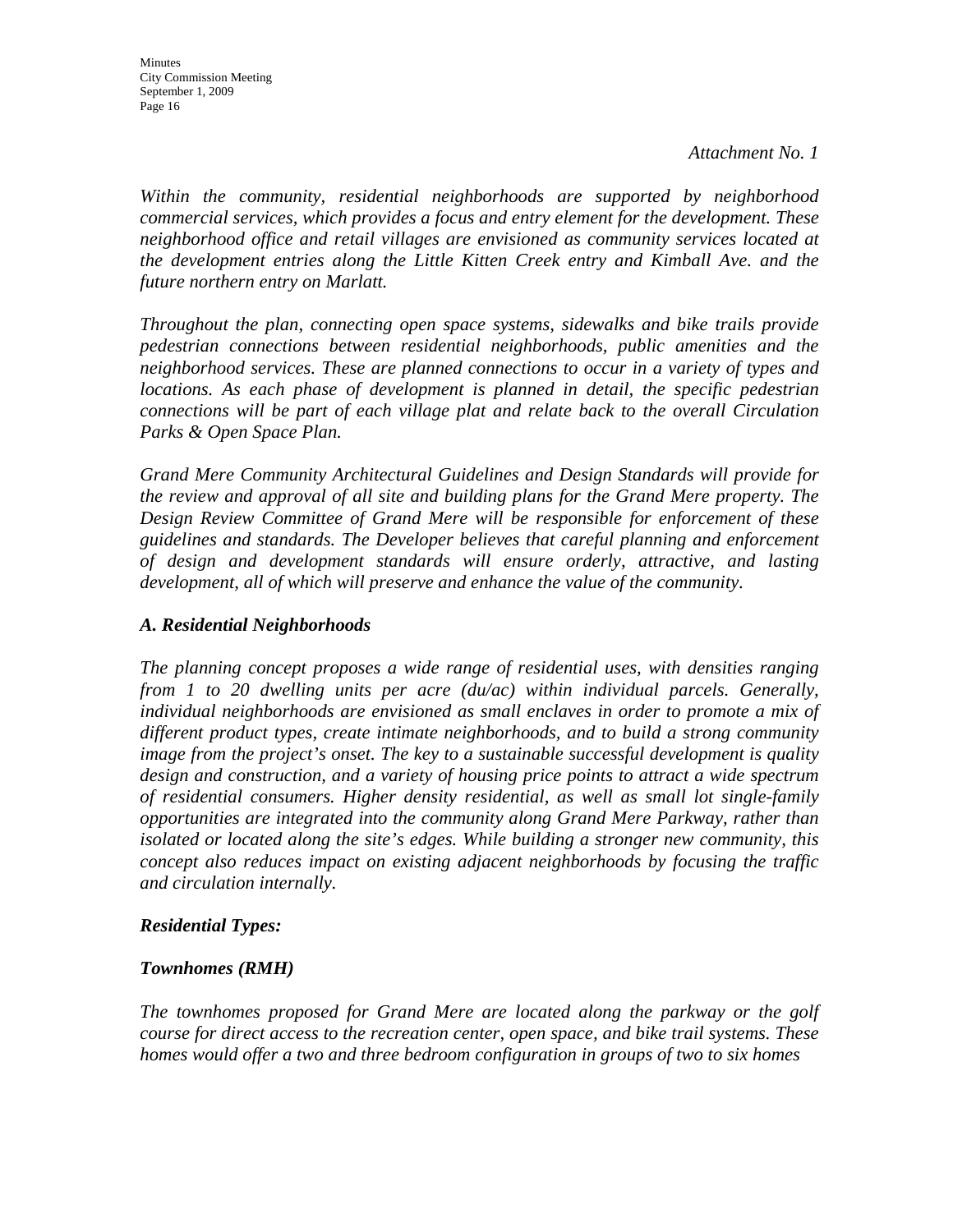*Attachment No. 1*

*Within the community, residential neighborhoods are supported by neighborhood commercial services, which provides a focus and entry element for the development. These neighborhood office and retail villages are envisioned as community services located at the development entries along the Little Kitten Creek entry and Kimball Ave. and the future northern entry on Marlatt.*

*Throughout the plan, connecting open space systems, sidewalks and bike trails provide pedestrian connections between residential neighborhoods, public amenities and the neighborhood services. These are planned connections to occur in a variety of types and locations. As each phase of development is planned in detail, the specific pedestrian connections will be part of each village plat and relate back to the overall Circulation Parks & Open Space Plan.*

*Grand Mere Community Architectural Guidelines and Design Standards will provide for the review and approval of all site and building plans for the Grand Mere property. The Design Review Committee of Grand Mere will be responsible for enforcement of these guidelines and standards. The Developer believes that careful planning and enforcement of design and development standards will ensure orderly, attractive, and lasting development, all of which will preserve and enhance the value of the community.*

### *A. Residential Neighborhoods*

*The planning concept proposes a wide range of residential uses, with densities ranging from 1 to 20 dwelling units per acre (du/ac) within individual parcels. Generally, individual neighborhoods are envisioned as small enclaves in order to promote a mix of different product types, create intimate neighborhoods, and to build a strong community image from the project's onset. The key to a sustainable successful development is quality design and construction, and a variety of housing price points to attract a wide spectrum of residential consumers. Higher density residential, as well as small lot single-family opportunities are integrated into the community along Grand Mere Parkway, rather than isolated or located along the site's edges. While building a stronger new community, this concept also reduces impact on existing adjacent neighborhoods by focusing the traffic and circulation internally.*

#### *Residential Types:*

#### *Townhomes (RMH)*

*The townhomes proposed for Grand Mere are located along the parkway or the golf course for direct access to the recreation center, open space, and bike trail systems. These homes would offer a two and three bedroom configuration in groups of two to six homes*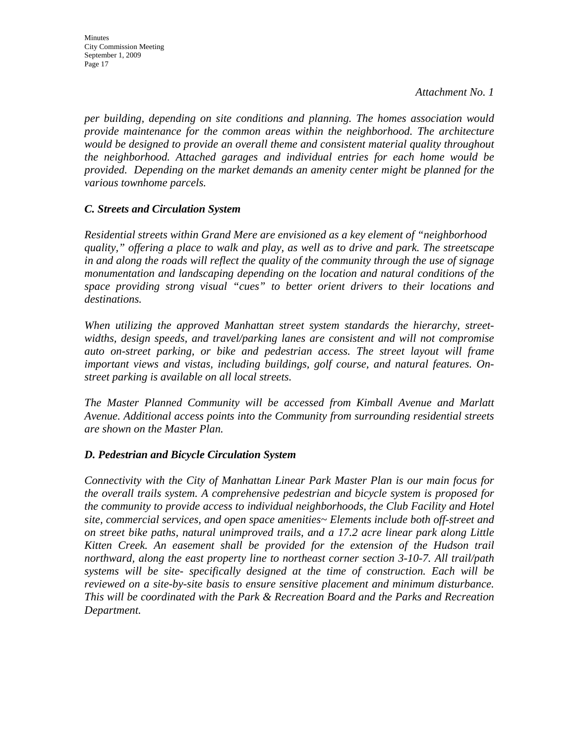*Attachment No. 1*

*per building, depending on site conditions and planning. The homes association would provide maintenance for the common areas within the neighborhood. The architecture would be designed to provide an overall theme and consistent material quality throughout the neighborhood. Attached garages and individual entries for each home would be provided. Depending on the market demands an amenity center might be planned for the various townhome parcels.*

### *C. Streets and Circulation System*

*Residential streets within Grand Mere are envisioned as a key element of "neighborhood quality," offering a place to walk and play, as well as to drive and park. The streetscape in and along the roads will reflect the quality of the community through the use of signage monumentation and landscaping depending on the location and natural conditions of the space providing strong visual "cues" to better orient drivers to their locations and destinations.*

*When utilizing the approved Manhattan street system standards the hierarchy, street-widths, design speeds, and travel/parking lanes are consistent and will not compromise auto on-street parking, or bike and pedestrian access. The street layout will frame important views and vistas, including buildings, golf course, and natural features. On-street parking is available on all local streets.*

*The Master Planned Community will be accessed from Kimball Avenue and Marlatt Avenue. Additional access points into the Community from surrounding residential streets are shown on the Master Plan.*

### *D. Pedestrian and Bicycle Circulation System*

*Connectivity with the City of Manhattan Linear Park Master Plan is our main focus for the overall trails system. A comprehensive pedestrian and bicycle system is proposed for the community to provide access to individual neighborhoods, the Club Facility and Hotel site, commercial services, and open space amenities~ Elements include both off-street and on street bike paths, natural unimproved trails, and a 17.2 acre linear park along Little Kitten Creek. An easement shall be provided for the extension of the Hudson trail northward, along the east property line to northeast corner section 3-10-7. All trail/path systems will be site- specifically designed at the time of construction. Each will be reviewed on a site-by-site basis to ensure sensitive placement and minimum disturbance. This will be coordinated with the Park & Recreation Board and the Parks and Recreation Department.*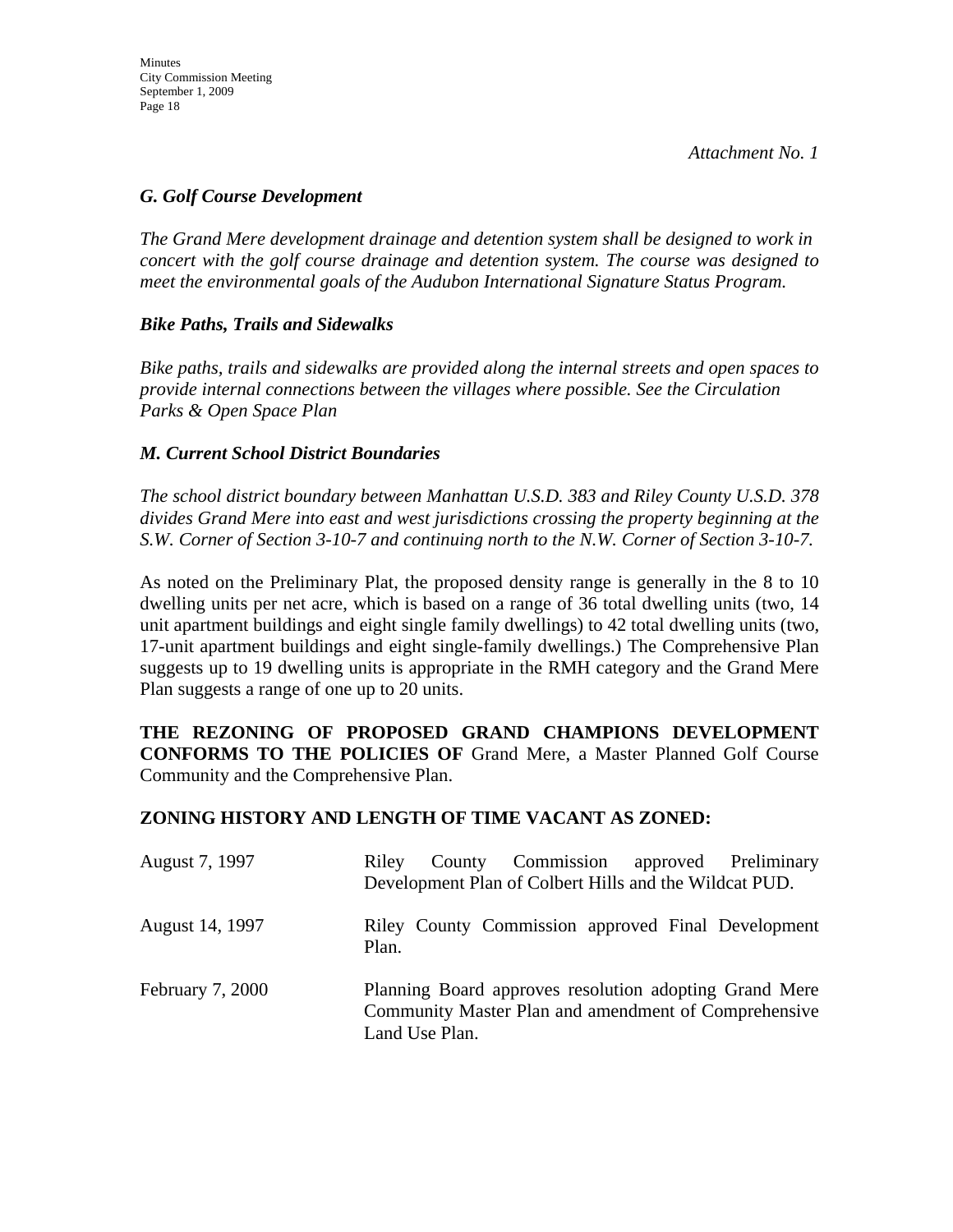*Attachment No. 1*

***G. Golf Course Development***

*The Grand Mere development drainage and detention system shall be designed to work in concert with the golf course drainage and detention system. The course was designed to meet the environmental goals of the Audubon International Signature Status Program.*

***Bike Paths, Trails and Sidewalks***

*Bike paths, trails and sidewalks are provided along the internal streets and open spaces to provide internal connections between the villages where possible. See the Circulation Parks & Open Space Plan*

***M. Current School District Boundaries***

*The school district boundary between Manhattan U.S.D. 383 and Riley County U.S.D. 378 divides Grand Mere into east and west jurisdictions crossing the property beginning at the S.W. Corner of Section 3-10-7 and continuing north to the N.W. Corner of Section 3-10-7.*

As noted on the Preliminary Plat, the proposed density range is generally in the 8 to 10 dwelling units per net acre, which is based on a range of 36 total dwelling units (two, 14 unit apartment buildings and eight single family dwellings) to 42 total dwelling units (two, 17-unit apartment buildings and eight single-family dwellings.) The Comprehensive Plan suggests up to 19 dwelling units is appropriate in the RMH category and the Grand Mere Plan suggests a range of one up to 20 units.

**THE REZONING OF PROPOSED GRAND CHAMPIONS DEVELOPMENT CONFORMS TO THE POLICIES OF** Grand Mere, a Master Planned Golf Course Community and the Comprehensive Plan.

**ZONING HISTORY AND LENGTH OF TIME VACANT AS ZONED:**

| | |
|---|---|
| August 7, 1997 | Riley County Commission approved Preliminary Development Plan of Colbert Hills and the Wildcat PUD. |
| August 14, 1997 | Riley County Commission approved Final Development Plan. |
| February 7, 2000 | Planning Board approves resolution adopting Grand Mere Community Master Plan and amendment of Comprehensive Land Use Plan. |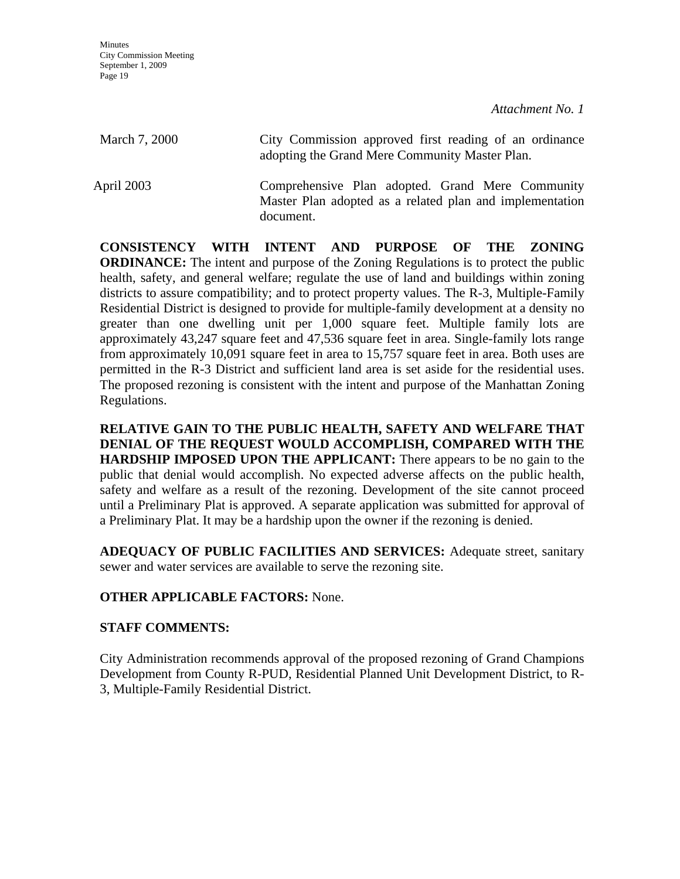*Attachment No. 1*

| | |
|---|---|
| March 7, 2000 | City Commission approved first reading of an ordinance adopting the Grand Mere Community Master Plan. |
| April 2003 | Comprehensive Plan adopted. Grand Mere Community Master Plan adopted as a related plan and implementation document. |

**CONSISTENCY WITH INTENT AND PURPOSE OF THE ZONING ORDINANCE:** The intent and purpose of the Zoning Regulations is to protect the public health, safety, and general welfare; regulate the use of land and buildings within zoning districts to assure compatibility; and to protect property values. The R-3, Multiple-Family Residential District is designed to provide for multiple-family development at a density no greater than one dwelling unit per 1,000 square feet. Multiple family lots are approximately 43,247 square feet and 47,536 square feet in area. Single-family lots range from approximately 10,091 square feet in area to 15,757 square feet in area. Both uses are permitted in the R-3 District and sufficient land area is set aside for the residential uses. The proposed rezoning is consistent with the intent and purpose of the Manhattan Zoning Regulations.

**RELATIVE GAIN TO THE PUBLIC HEALTH, SAFETY AND WELFARE THAT DENIAL OF THE REQUEST WOULD ACCOMPLISH, COMPARED WITH THE HARDSHIP IMPOSED UPON THE APPLICANT:** There appears to be no gain to the public that denial would accomplish. No expected adverse affects on the public health, safety and welfare as a result of the rezoning. Development of the site cannot proceed until a Preliminary Plat is approved. A separate application was submitted for approval of a Preliminary Plat. It may be a hardship upon the owner if the rezoning is denied.

**ADEQUACY OF PUBLIC FACILITIES AND SERVICES:** Adequate street, sanitary sewer and water services are available to serve the rezoning site.

**OTHER APPLICABLE FACTORS:** None.

**STAFF COMMENTS:**

City Administration recommends approval of the proposed rezoning of Grand Champions Development from County R-PUD, Residential Planned Unit Development District, to R-3, Multiple-Family Residential District.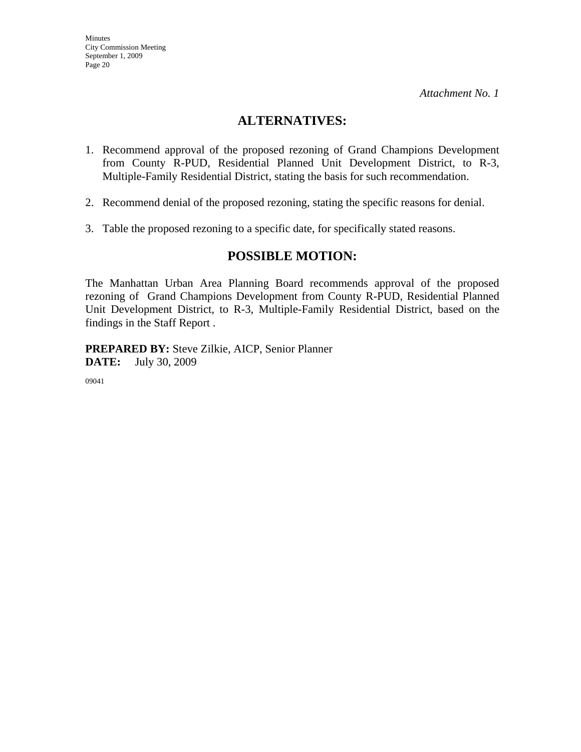*Attachment No. 1*

## ALTERNATIVES:

1. Recommend approval of the proposed rezoning of Grand Champions Development from County R-PUD, Residential Planned Unit Development District, to R-3, Multiple-Family Residential District, stating the basis for such recommendation.

2. Recommend denial of the proposed rezoning, stating the specific reasons for denial.

3. Table the proposed rezoning to a specific date, for specifically stated reasons.

## POSSIBLE MOTION:

The Manhattan Urban Area Planning Board recommends approval of the proposed rezoning of Grand Champions Development from County R-PUD, Residential Planned Unit Development District, to R-3, Multiple-Family Residential District, based on the findings in the Staff Report .

**PREPARED BY:** Steve Zilkie, AICP, Senior Planner
**DATE:** July 30, 2009

09041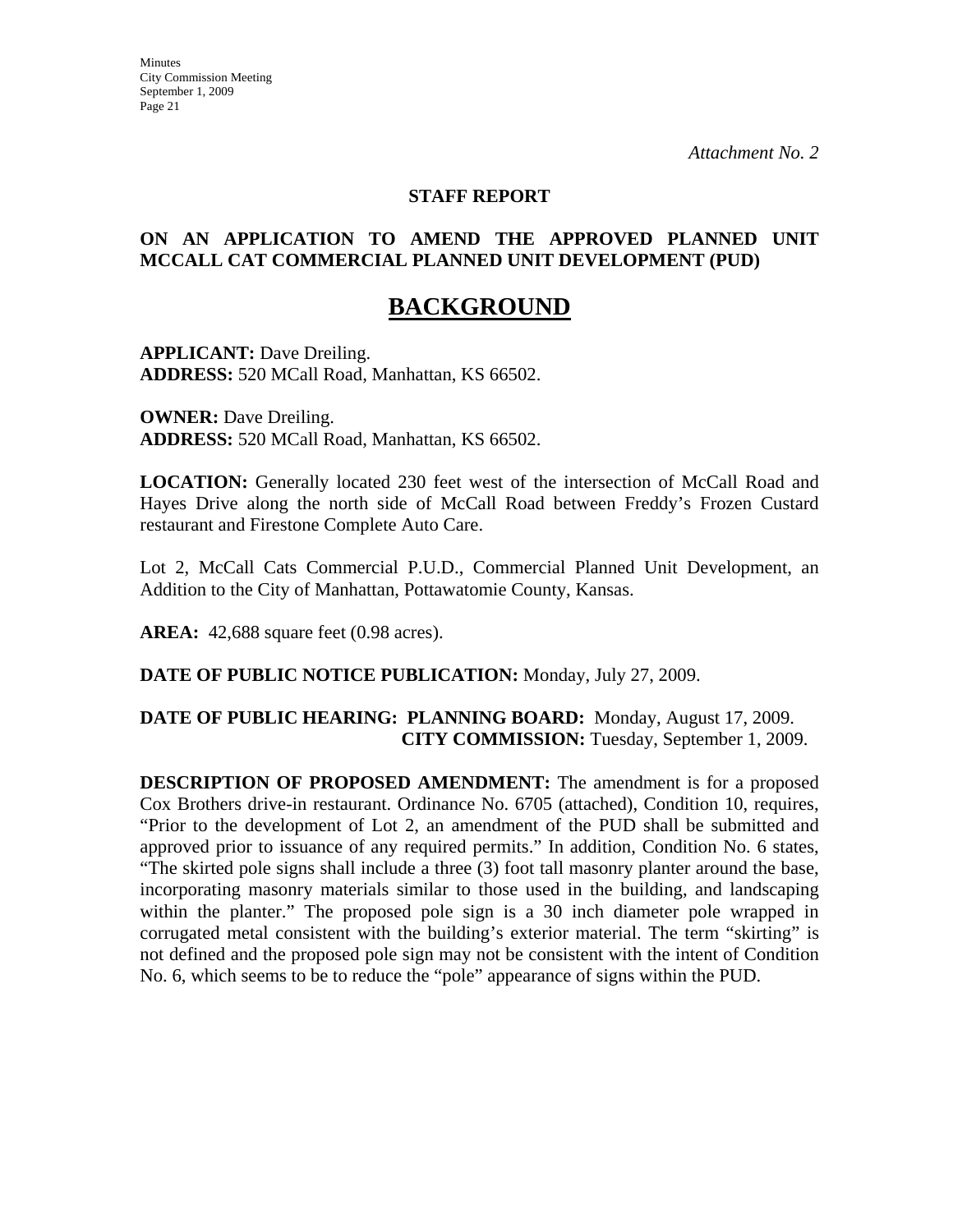*Attachment No. 2*

**STAFF REPORT**

**ON AN APPLICATION TO AMEND THE APPROVED PLANNED UNIT MCCALL CAT COMMERCIAL PLANNED UNIT DEVELOPMENT (PUD)**

# BACKGROUND

**APPLICANT:** Dave Dreiling.
**ADDRESS:** 520 MCall Road, Manhattan, KS 66502.

**OWNER:** Dave Dreiling.
**ADDRESS:** 520 MCall Road, Manhattan, KS 66502.

**LOCATION:** Generally located 230 feet west of the intersection of McCall Road and Hayes Drive along the north side of McCall Road between Freddy's Frozen Custard restaurant and Firestone Complete Auto Care.

Lot 2, McCall Cats Commercial P.U.D., Commercial Planned Unit Development, an Addition to the City of Manhattan, Pottawatomie County, Kansas.

**AREA:** 42,688 square feet (0.98 acres).

**DATE OF PUBLIC NOTICE PUBLICATION:** Monday, July 27, 2009.

**DATE OF PUBLIC HEARING: PLANNING BOARD:** Monday, August 17, 2009.
**CITY COMMISSION:** Tuesday, September 1, 2009.

**DESCRIPTION OF PROPOSED AMENDMENT:** The amendment is for a proposed Cox Brothers drive-in restaurant. Ordinance No. 6705 (attached), Condition 10, requires, "Prior to the development of Lot 2, an amendment of the PUD shall be submitted and approved prior to issuance of any required permits." In addition, Condition No. 6 states, "The skirted pole signs shall include a three (3) foot tall masonry planter around the base, incorporating masonry materials similar to those used in the building, and landscaping within the planter." The proposed pole sign is a 30 inch diameter pole wrapped in corrugated metal consistent with the building's exterior material. The term "skirting" is not defined and the proposed pole sign may not be consistent with the intent of Condition No. 6, which seems to be to reduce the "pole" appearance of signs within the PUD.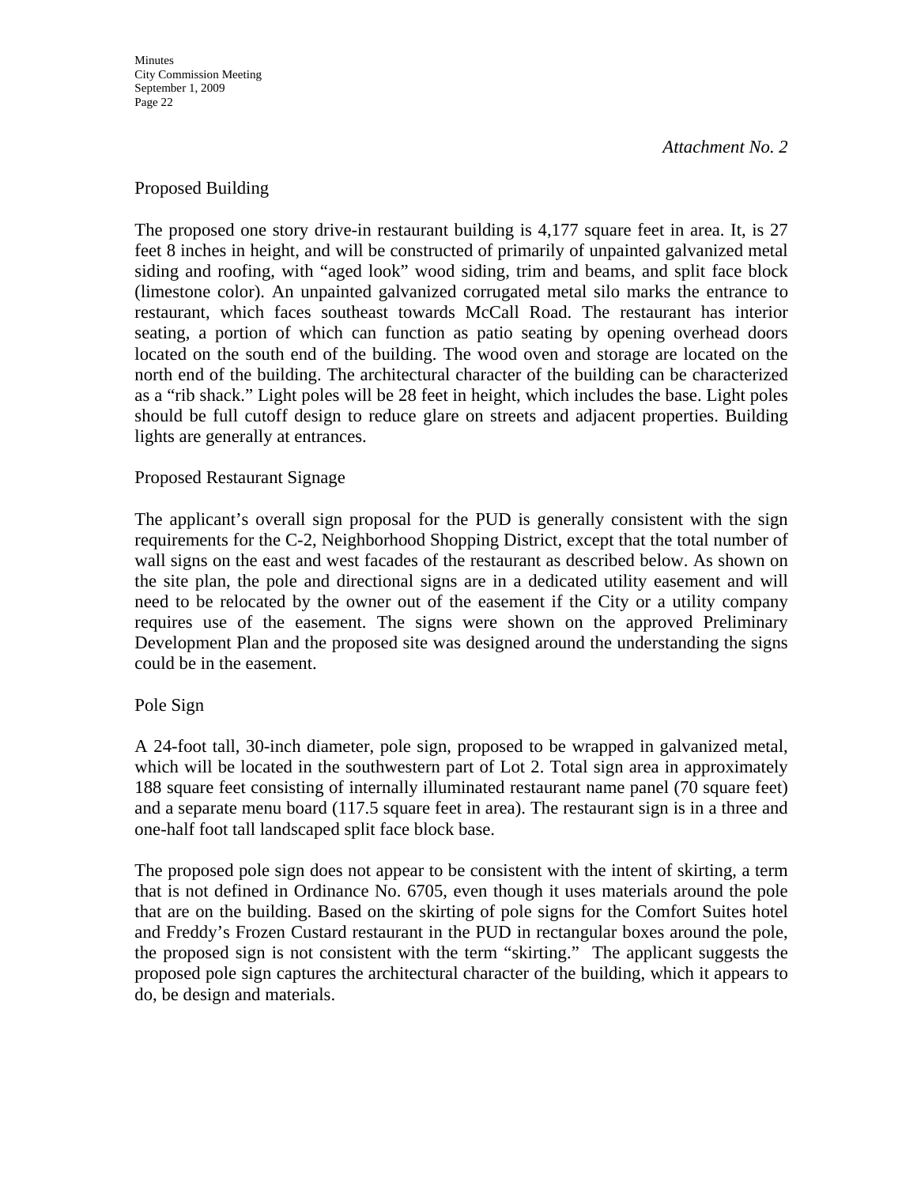*Attachment No. 2*

Proposed Building

The proposed one story drive-in restaurant building is 4,177 square feet in area. It, is 27 feet 8 inches in height, and will be constructed of primarily of unpainted galvanized metal siding and roofing, with "aged look" wood siding, trim and beams, and split face block (limestone color). An unpainted galvanized corrugated metal silo marks the entrance to restaurant, which faces southeast towards McCall Road. The restaurant has interior seating, a portion of which can function as patio seating by opening overhead doors located on the south end of the building. The wood oven and storage are located on the north end of the building. The architectural character of the building can be characterized as a "rib shack." Light poles will be 28 feet in height, which includes the base. Light poles should be full cutoff design to reduce glare on streets and adjacent properties. Building lights are generally at entrances.

Proposed Restaurant Signage

The applicant's overall sign proposal for the PUD is generally consistent with the sign requirements for the C-2, Neighborhood Shopping District, except that the total number of wall signs on the east and west facades of the restaurant as described below. As shown on the site plan, the pole and directional signs are in a dedicated utility easement and will need to be relocated by the owner out of the easement if the City or a utility company requires use of the easement. The signs were shown on the approved Preliminary Development Plan and the proposed site was designed around the understanding the signs could be in the easement.

Pole Sign

A 24-foot tall, 30-inch diameter, pole sign, proposed to be wrapped in galvanized metal, which will be located in the southwestern part of Lot 2. Total sign area in approximately 188 square feet consisting of internally illuminated restaurant name panel (70 square feet) and a separate menu board (117.5 square feet in area). The restaurant sign is in a three and one-half foot tall landscaped split face block base.

The proposed pole sign does not appear to be consistent with the intent of skirting, a term that is not defined in Ordinance No. 6705, even though it uses materials around the pole that are on the building. Based on the skirting of pole signs for the Comfort Suites hotel and Freddy's Frozen Custard restaurant in the PUD in rectangular boxes around the pole, the proposed sign is not consistent with the term "skirting." The applicant suggests the proposed pole sign captures the architectural character of the building, which it appears to do, be design and materials.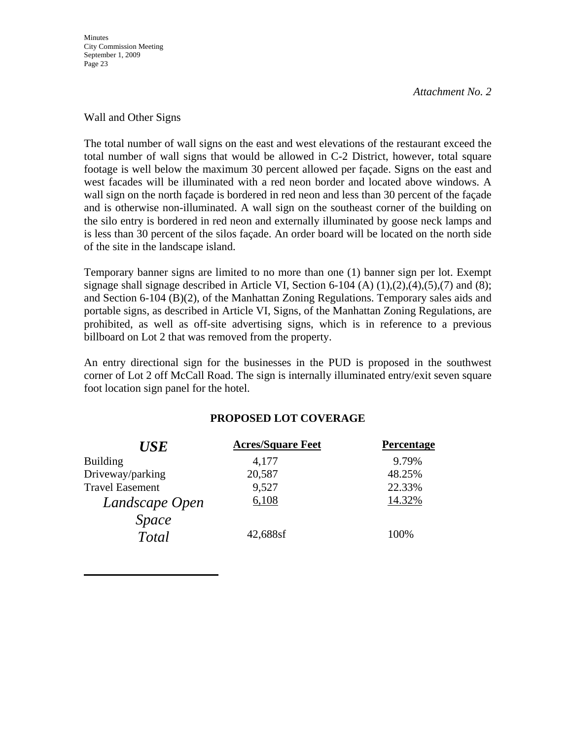*Attachment No. 2*

Wall and Other Signs

The total number of wall signs on the east and west elevations of the restaurant exceed the total number of wall signs that would be allowed in C-2 District, however, total square footage is well below the maximum 30 percent allowed per façade. Signs on the east and west facades will be illuminated with a red neon border and located above windows. A wall sign on the north façade is bordered in red neon and less than 30 percent of the façade and is otherwise non-illuminated. A wall sign on the southeast corner of the building on the silo entry is bordered in red neon and externally illuminated by goose neck lamps and is less than 30 percent of the silos façade. An order board will be located on the north side of the site in the landscape island.

Temporary banner signs are limited to no more than one (1) banner sign per lot. Exempt signage shall signage described in Article VI, Section 6-104 (A) (1),(2),(4),(5),(7) and (8); and Section 6-104 (B)(2), of the Manhattan Zoning Regulations. Temporary sales aids and portable signs, as described in Article VI, Signs, of the Manhattan Zoning Regulations, are prohibited, as well as off-site advertising signs, which is in reference to a previous billboard on Lot 2 that was removed from the property.

An entry directional sign for the businesses in the PUD is proposed in the southwest corner of Lot 2 off McCall Road. The sign is internally illuminated entry/exit seven square foot location sign panel for the hotel.

**PROPOSED LOT COVERAGE**

| ***USE*** | **Acres/Square Feet** | **Percentage** |
|---|---|---|
| Building | 4,177 | 9.79% |
| Driveway/parking | 20,587 | 48.25% |
| Travel Easement | 9,527 | 22.33% |
| *Landscape Open Space* | 6,108 | 14.32% |
| *Total* | 42,688sf | 100% |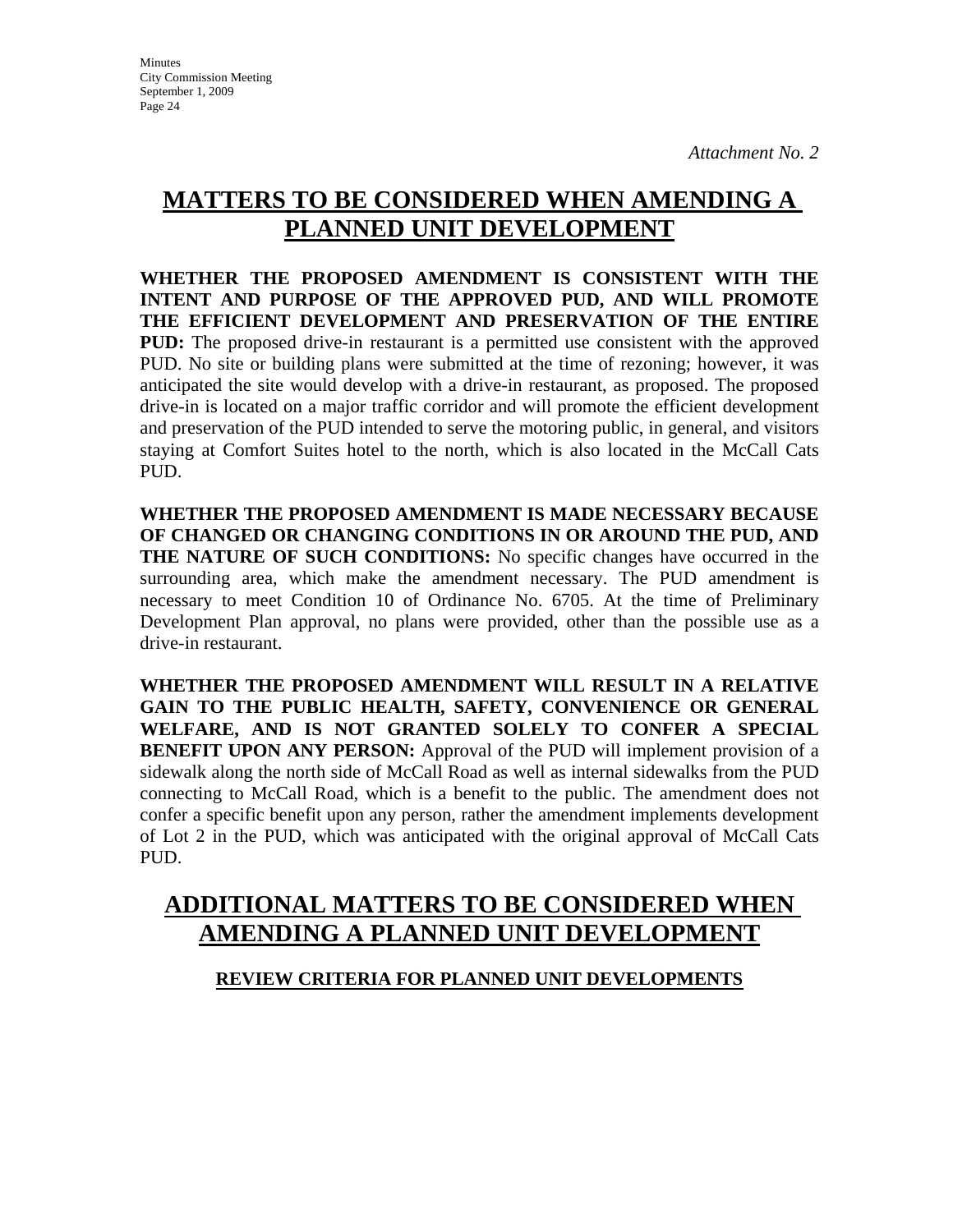*Attachment No. 2*

# MATTERS TO BE CONSIDERED WHEN AMENDING A PLANNED UNIT DEVELOPMENT

**WHETHER THE PROPOSED AMENDMENT IS CONSISTENT WITH THE INTENT AND PURPOSE OF THE APPROVED PUD, AND WILL PROMOTE THE EFFICIENT DEVELOPMENT AND PRESERVATION OF THE ENTIRE PUD:** The proposed drive-in restaurant is a permitted use consistent with the approved PUD. No site or building plans were submitted at the time of rezoning; however, it was anticipated the site would develop with a drive-in restaurant, as proposed. The proposed drive-in is located on a major traffic corridor and will promote the efficient development and preservation of the PUD intended to serve the motoring public, in general, and visitors staying at Comfort Suites hotel to the north, which is also located in the McCall Cats PUD.

**WHETHER THE PROPOSED AMENDMENT IS MADE NECESSARY BECAUSE OF CHANGED OR CHANGING CONDITIONS IN OR AROUND THE PUD, AND THE NATURE OF SUCH CONDITIONS:** No specific changes have occurred in the surrounding area, which make the amendment necessary. The PUD amendment is necessary to meet Condition 10 of Ordinance No. 6705. At the time of Preliminary Development Plan approval, no plans were provided, other than the possible use as a drive-in restaurant.

**WHETHER THE PROPOSED AMENDMENT WILL RESULT IN A RELATIVE GAIN TO THE PUBLIC HEALTH, SAFETY, CONVENIENCE OR GENERAL WELFARE, AND IS NOT GRANTED SOLELY TO CONFER A SPECIAL BENEFIT UPON ANY PERSON:** Approval of the PUD will implement provision of a sidewalk along the north side of McCall Road as well as internal sidewalks from the PUD connecting to McCall Road, which is a benefit to the public. The amendment does not confer a specific benefit upon any person, rather the amendment implements development of Lot 2 in the PUD, which was anticipated with the original approval of McCall Cats PUD.

# ADDITIONAL MATTERS TO BE CONSIDERED WHEN AMENDING A PLANNED UNIT DEVELOPMENT

### REVIEW CRITERIA FOR PLANNED UNIT DEVELOPMENTS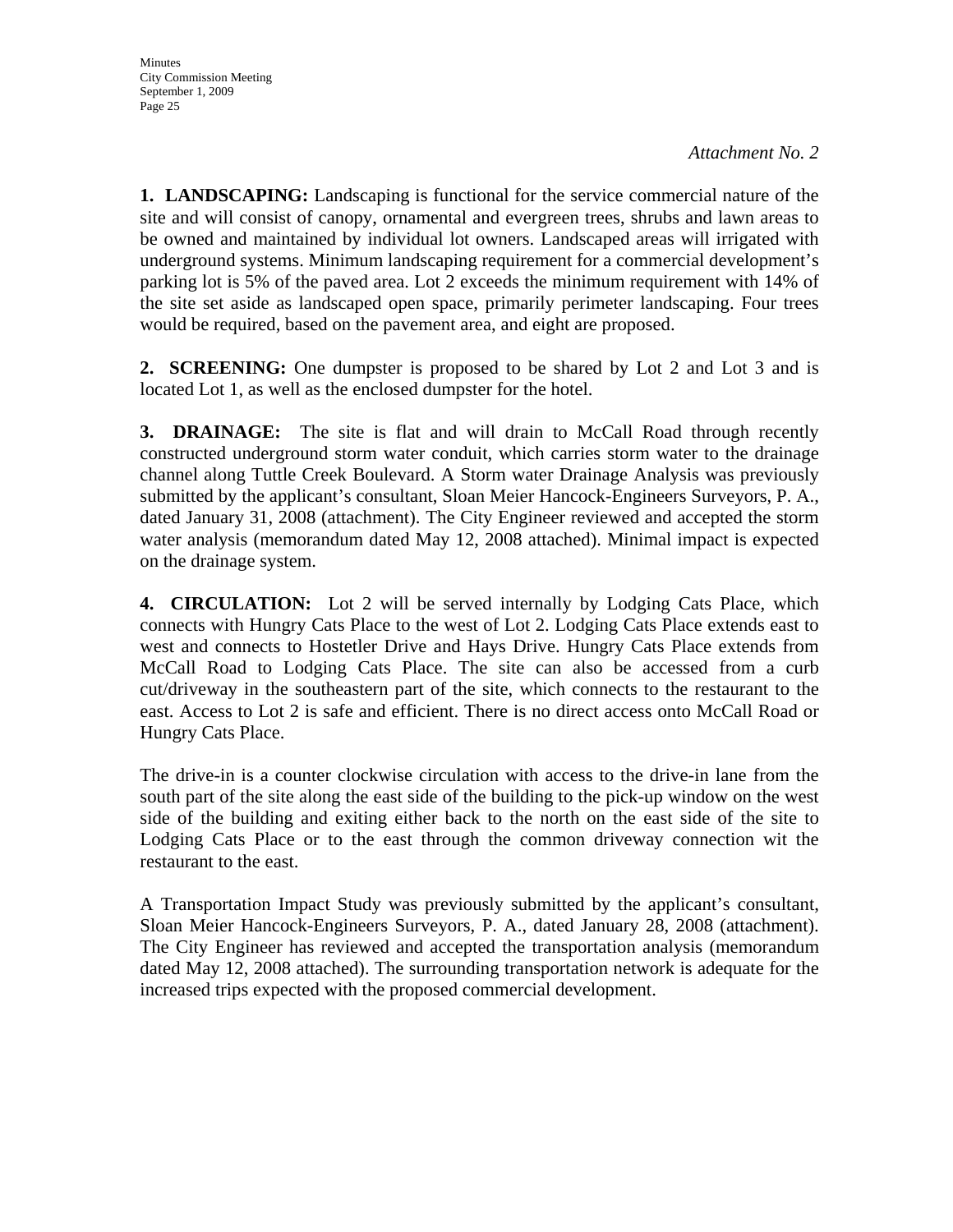*Attachment No. 2*

**1. LANDSCAPING:** Landscaping is functional for the service commercial nature of the site and will consist of canopy, ornamental and evergreen trees, shrubs and lawn areas to be owned and maintained by individual lot owners. Landscaped areas will irrigated with underground systems. Minimum landscaping requirement for a commercial development's parking lot is 5% of the paved area. Lot 2 exceeds the minimum requirement with 14% of the site set aside as landscaped open space, primarily perimeter landscaping. Four trees would be required, based on the pavement area, and eight are proposed.

**2. SCREENING:** One dumpster is proposed to be shared by Lot 2 and Lot 3 and is located Lot 1, as well as the enclosed dumpster for the hotel.

**3. DRAINAGE:** The site is flat and will drain to McCall Road through recently constructed underground storm water conduit, which carries storm water to the drainage channel along Tuttle Creek Boulevard. A Storm water Drainage Analysis was previously submitted by the applicant's consultant, Sloan Meier Hancock-Engineers Surveyors, P. A., dated January 31, 2008 (attachment). The City Engineer reviewed and accepted the storm water analysis (memorandum dated May 12, 2008 attached). Minimal impact is expected on the drainage system.

**4. CIRCULATION:** Lot 2 will be served internally by Lodging Cats Place, which connects with Hungry Cats Place to the west of Lot 2. Lodging Cats Place extends east to west and connects to Hostetler Drive and Hays Drive. Hungry Cats Place extends from McCall Road to Lodging Cats Place. The site can also be accessed from a curb cut/driveway in the southeastern part of the site, which connects to the restaurant to the east. Access to Lot 2 is safe and efficient. There is no direct access onto McCall Road or Hungry Cats Place.

The drive-in is a counter clockwise circulation with access to the drive-in lane from the south part of the site along the east side of the building to the pick-up window on the west side of the building and exiting either back to the north on the east side of the site to Lodging Cats Place or to the east through the common driveway connection wit the restaurant to the east.

A Transportation Impact Study was previously submitted by the applicant's consultant, Sloan Meier Hancock-Engineers Surveyors, P. A., dated January 28, 2008 (attachment). The City Engineer has reviewed and accepted the transportation analysis (memorandum dated May 12, 2008 attached). The surrounding transportation network is adequate for the increased trips expected with the proposed commercial development.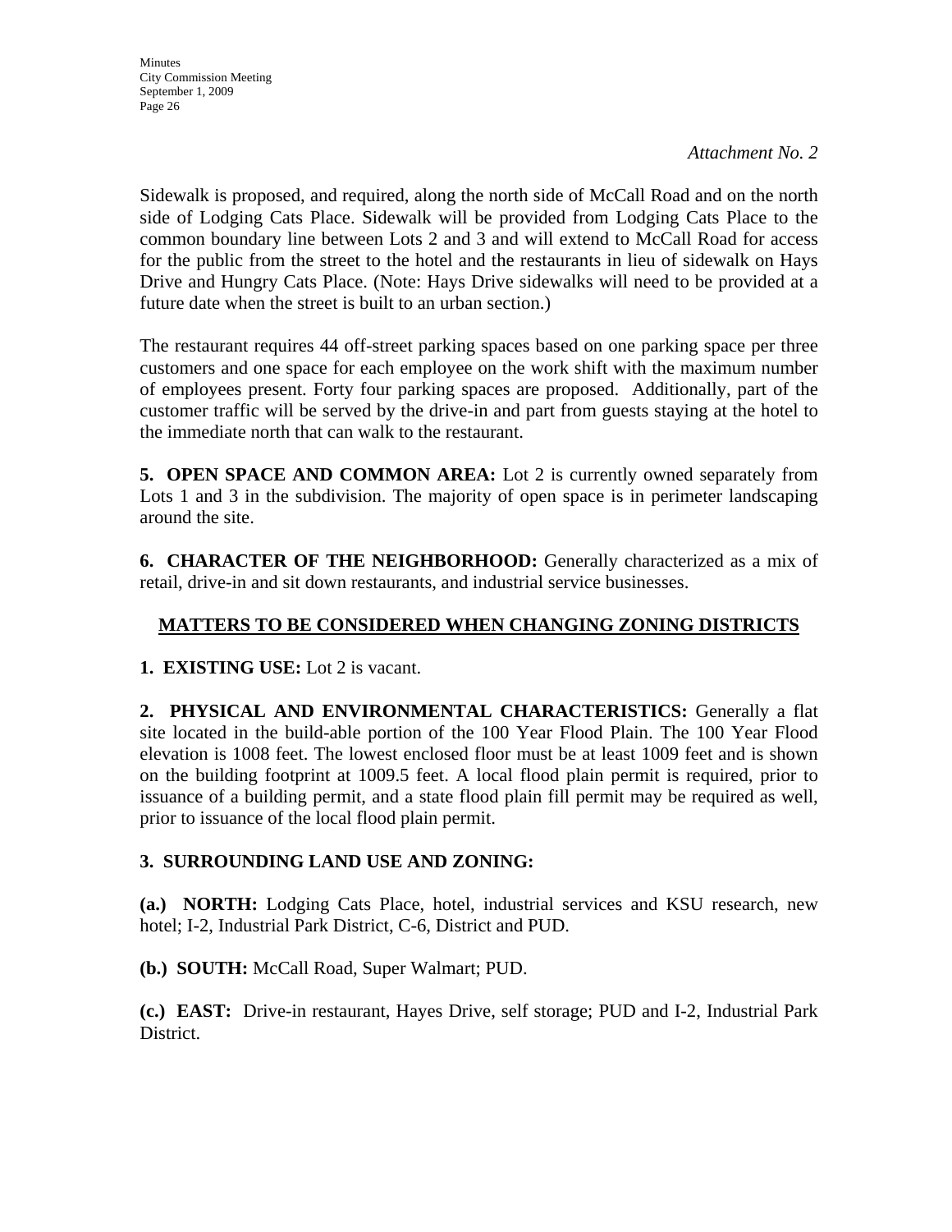*Attachment No. 2*

Sidewalk is proposed, and required, along the north side of McCall Road and on the north side of Lodging Cats Place. Sidewalk will be provided from Lodging Cats Place to the common boundary line between Lots 2 and 3 and will extend to McCall Road for access for the public from the street to the hotel and the restaurants in lieu of sidewalk on Hays Drive and Hungry Cats Place. (Note: Hays Drive sidewalks will need to be provided at a future date when the street is built to an urban section.)

The restaurant requires 44 off-street parking spaces based on one parking space per three customers and one space for each employee on the work shift with the maximum number of employees present. Forty four parking spaces are proposed. Additionally, part of the customer traffic will be served by the drive-in and part from guests staying at the hotel to the immediate north that can walk to the restaurant.

**5. OPEN SPACE AND COMMON AREA:** Lot 2 is currently owned separately from Lots 1 and 3 in the subdivision. The majority of open space is in perimeter landscaping around the site.

**6. CHARACTER OF THE NEIGHBORHOOD:** Generally characterized as a mix of retail, drive-in and sit down restaurants, and industrial service businesses.

## MATTERS TO BE CONSIDERED WHEN CHANGING ZONING DISTRICTS

**1. EXISTING USE:** Lot 2 is vacant.

**2. PHYSICAL AND ENVIRONMENTAL CHARACTERISTICS:** Generally a flat site located in the build-able portion of the 100 Year Flood Plain. The 100 Year Flood elevation is 1008 feet. The lowest enclosed floor must be at least 1009 feet and is shown on the building footprint at 1009.5 feet. A local flood plain permit is required, prior to issuance of a building permit, and a state flood plain fill permit may be required as well, prior to issuance of the local flood plain permit.

**3. SURROUNDING LAND USE AND ZONING:**

**(a.) NORTH:** Lodging Cats Place, hotel, industrial services and KSU research, new hotel; I-2, Industrial Park District, C-6, District and PUD.

**(b.) SOUTH:** McCall Road, Super Walmart; PUD.

**(c.) EAST:** Drive-in restaurant, Hayes Drive, self storage; PUD and I-2, Industrial Park District.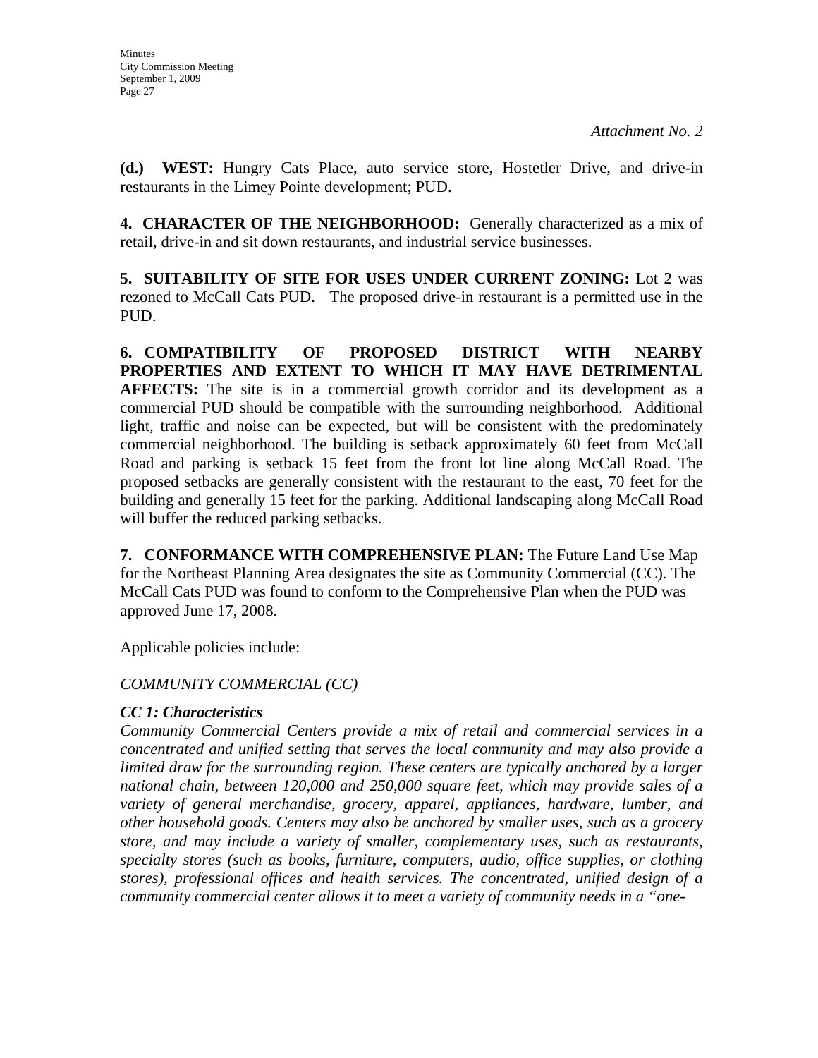*Attachment No. 2*

**(d.) WEST:** Hungry Cats Place, auto service store, Hostetler Drive, and drive-in restaurants in the Limey Pointe development; PUD.

**4. CHARACTER OF THE NEIGHBORHOOD:** Generally characterized as a mix of retail, drive-in and sit down restaurants, and industrial service businesses.

**5. SUITABILITY OF SITE FOR USES UNDER CURRENT ZONING:** Lot 2 was rezoned to McCall Cats PUD. The proposed drive-in restaurant is a permitted use in the PUD.

**6. COMPATIBILITY OF PROPOSED DISTRICT WITH NEARBY PROPERTIES AND EXTENT TO WHICH IT MAY HAVE DETRIMENTAL AFFECTS:** The site is in a commercial growth corridor and its development as a commercial PUD should be compatible with the surrounding neighborhood. Additional light, traffic and noise can be expected, but will be consistent with the predominately commercial neighborhood. The building is setback approximately 60 feet from McCall Road and parking is setback 15 feet from the front lot line along McCall Road. The proposed setbacks are generally consistent with the restaurant to the east, 70 feet for the building and generally 15 feet for the parking. Additional landscaping along McCall Road will buffer the reduced parking setbacks.

**7. CONFORMANCE WITH COMPREHENSIVE PLAN:** The Future Land Use Map for the Northeast Planning Area designates the site as Community Commercial (CC). The McCall Cats PUD was found to conform to the Comprehensive Plan when the PUD was approved June 17, 2008.

Applicable policies include:

*COMMUNITY COMMERCIAL (CC)*

***CC 1: Characteristics***

*Community Commercial Centers provide a mix of retail and commercial services in a concentrated and unified setting that serves the local community and may also provide a limited draw for the surrounding region. These centers are typically anchored by a larger national chain, between 120,000 and 250,000 square feet, which may provide sales of a variety of general merchandise, grocery, apparel, appliances, hardware, lumber, and other household goods. Centers may also be anchored by smaller uses, such as a grocery store, and may include a variety of smaller, complementary uses, such as restaurants, specialty stores (such as books, furniture, computers, audio, office supplies, or clothing stores), professional offices and health services. The concentrated, unified design of a community commercial center allows it to meet a variety of community needs in a "one-*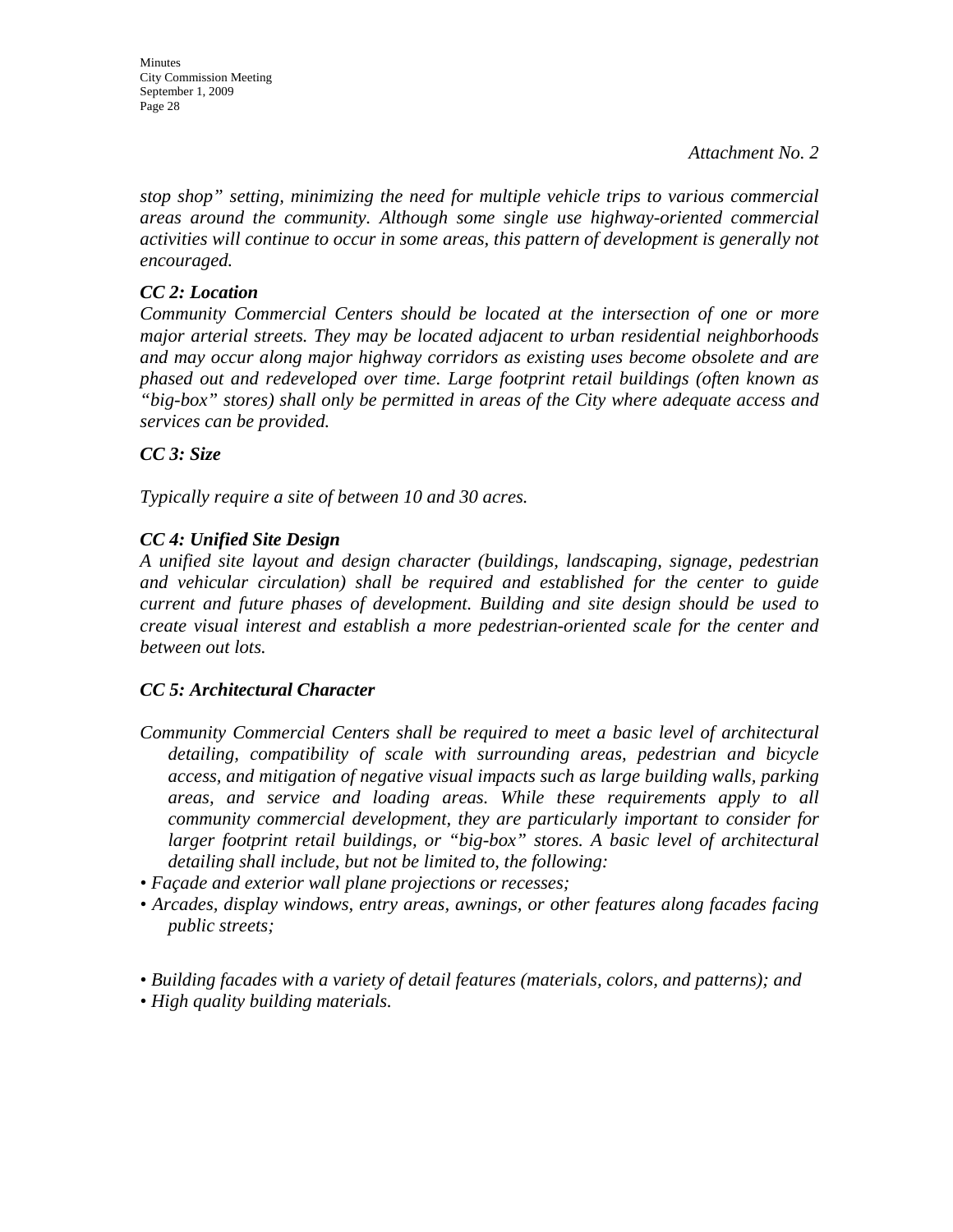*Attachment No. 2*

*stop shop" setting, minimizing the need for multiple vehicle trips to various commercial areas around the community. Although some single use highway-oriented commercial activities will continue to occur in some areas, this pattern of development is generally not encouraged.*

***CC 2: Location***

*Community Commercial Centers should be located at the intersection of one or more major arterial streets. They may be located adjacent to urban residential neighborhoods and may occur along major highway corridors as existing uses become obsolete and are phased out and redeveloped over time. Large footprint retail buildings (often known as "big-box" stores) shall only be permitted in areas of the City where adequate access and services can be provided.*

***CC 3: Size***

*Typically require a site of between 10 and 30 acres.*

***CC 4: Unified Site Design***

*A unified site layout and design character (buildings, landscaping, signage, pedestrian and vehicular circulation) shall be required and established for the center to guide current and future phases of development. Building and site design should be used to create visual interest and establish a more pedestrian-oriented scale for the center and between out lots.*

***CC 5: Architectural Character***

*Community Commercial Centers shall be required to meet a basic level of architectural detailing, compatibility of scale with surrounding areas, pedestrian and bicycle access, and mitigation of negative visual impacts such as large building walls, parking areas, and service and loading areas. While these requirements apply to all community commercial development, they are particularly important to consider for larger footprint retail buildings, or "big-box" stores. A basic level of architectural detailing shall include, but not be limited to, the following:*

- *Façade and exterior wall plane projections or recesses;*
- *Arcades, display windows, entry areas, awnings, or other features along facades facing public streets;*
- *Building facades with a variety of detail features (materials, colors, and patterns); and*
- *High quality building materials.*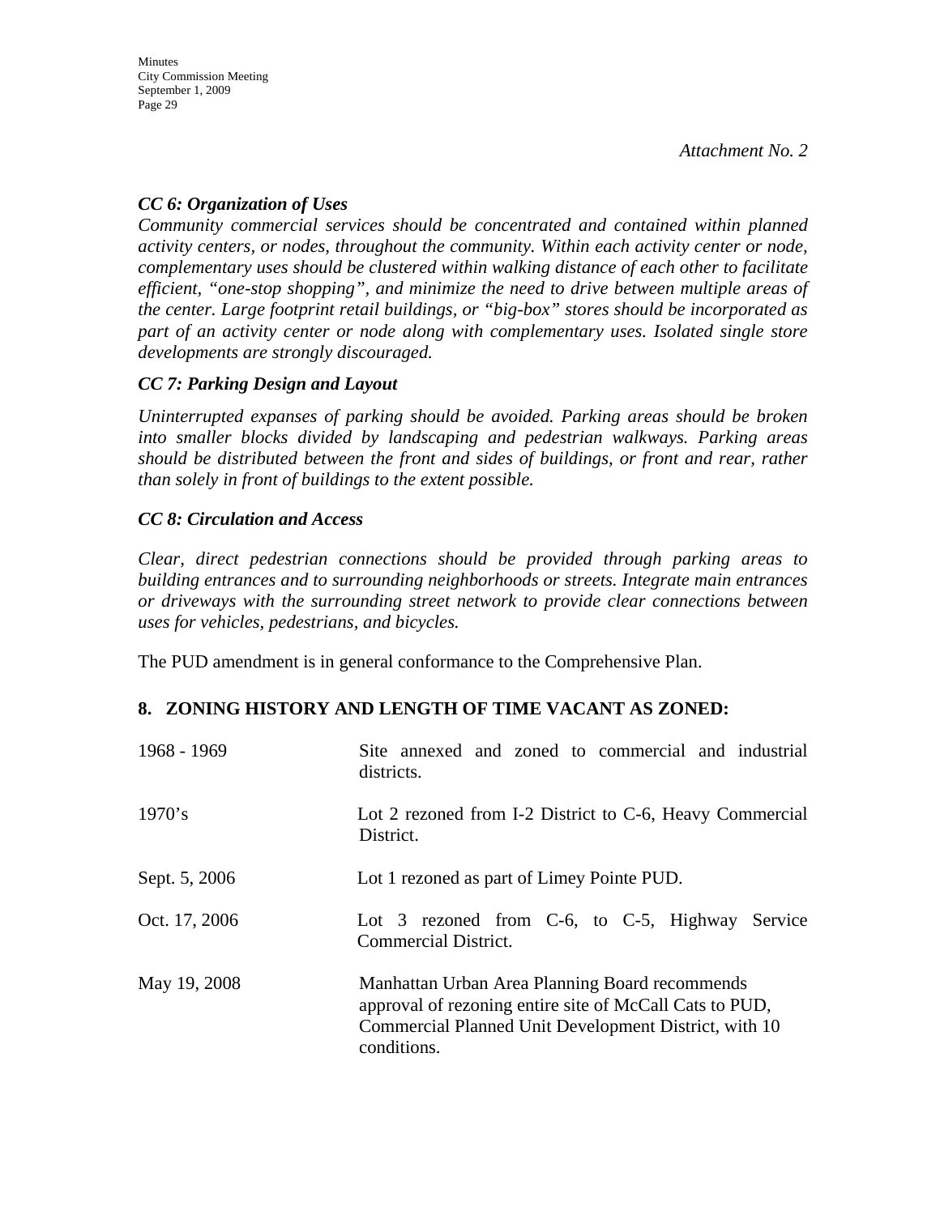*Attachment No. 2*

***CC 6: Organization of Uses***

*Community commercial services should be concentrated and contained within planned activity centers, or nodes, throughout the community. Within each activity center or node, complementary uses should be clustered within walking distance of each other to facilitate efficient, "one-stop shopping", and minimize the need to drive between multiple areas of the center. Large footprint retail buildings, or "big-box" stores should be incorporated as part of an activity center or node along with complementary uses. Isolated single store developments are strongly discouraged.*

***CC 7: Parking Design and Layout***

*Uninterrupted expanses of parking should be avoided. Parking areas should be broken into smaller blocks divided by landscaping and pedestrian walkways. Parking areas should be distributed between the front and sides of buildings, or front and rear, rather than solely in front of buildings to the extent possible.*

***CC 8: Circulation and Access***

*Clear, direct pedestrian connections should be provided through parking areas to building entrances and to surrounding neighborhoods or streets. Integrate main entrances or driveways with the surrounding street network to provide clear connections between uses for vehicles, pedestrians, and bicycles.*

The PUD amendment is in general conformance to the Comprehensive Plan.

**8. ZONING HISTORY AND LENGTH OF TIME VACANT AS ZONED:**

| | |
|---|---|
| 1968 - 1969 | Site annexed and zoned to commercial and industrial districts. |
| 1970's | Lot 2 rezoned from I-2 District to C-6, Heavy Commercial District. |
| Sept. 5, 2006 | Lot 1 rezoned as part of Limey Pointe PUD. |
| Oct. 17, 2006 | Lot 3 rezoned from C-6, to C-5, Highway Service Commercial District. |
| May 19, 2008 | Manhattan Urban Area Planning Board recommends approval of rezoning entire site of McCall Cats to PUD, Commercial Planned Unit Development District, with 10 conditions. |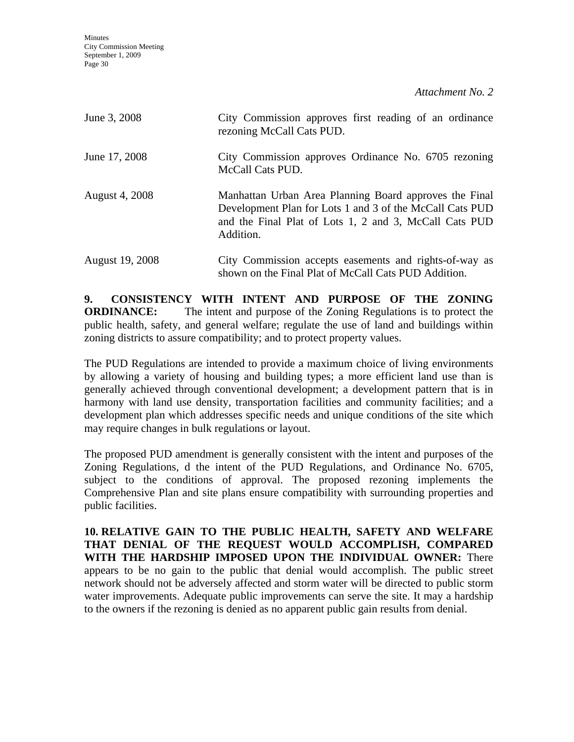*Attachment No. 2*

| | |
|---|---|
| June 3, 2008 | City Commission approves first reading of an ordinance rezoning McCall Cats PUD. |
| June 17, 2008 | City Commission approves Ordinance No. 6705 rezoning McCall Cats PUD. |
| August 4, 2008 | Manhattan Urban Area Planning Board approves the Final Development Plan for Lots 1 and 3 of the McCall Cats PUD and the Final Plat of Lots 1, 2 and 3, McCall Cats PUD Addition. |
| August 19, 2008 | City Commission accepts easements and rights-of-way as shown on the Final Plat of McCall Cats PUD Addition. |

**9. CONSISTENCY WITH INTENT AND PURPOSE OF THE ZONING ORDINANCE:** The intent and purpose of the Zoning Regulations is to protect the public health, safety, and general welfare; regulate the use of land and buildings within zoning districts to assure compatibility; and to protect property values.

The PUD Regulations are intended to provide a maximum choice of living environments by allowing a variety of housing and building types; a more efficient land use than is generally achieved through conventional development; a development pattern that is in harmony with land use density, transportation facilities and community facilities; and a development plan which addresses specific needs and unique conditions of the site which may require changes in bulk regulations or layout.

The proposed PUD amendment is generally consistent with the intent and purposes of the Zoning Regulations, d the intent of the PUD Regulations, and Ordinance No. 6705, subject to the conditions of approval. The proposed rezoning implements the Comprehensive Plan and site plans ensure compatibility with surrounding properties and public facilities.

**10. RELATIVE GAIN TO THE PUBLIC HEALTH, SAFETY AND WELFARE THAT DENIAL OF THE REQUEST WOULD ACCOMPLISH, COMPARED WITH THE HARDSHIP IMPOSED UPON THE INDIVIDUAL OWNER:** There appears to be no gain to the public that denial would accomplish. The public street network should not be adversely affected and storm water will be directed to public storm water improvements. Adequate public improvements can serve the site. It may a hardship to the owners if the rezoning is denied as no apparent public gain results from denial.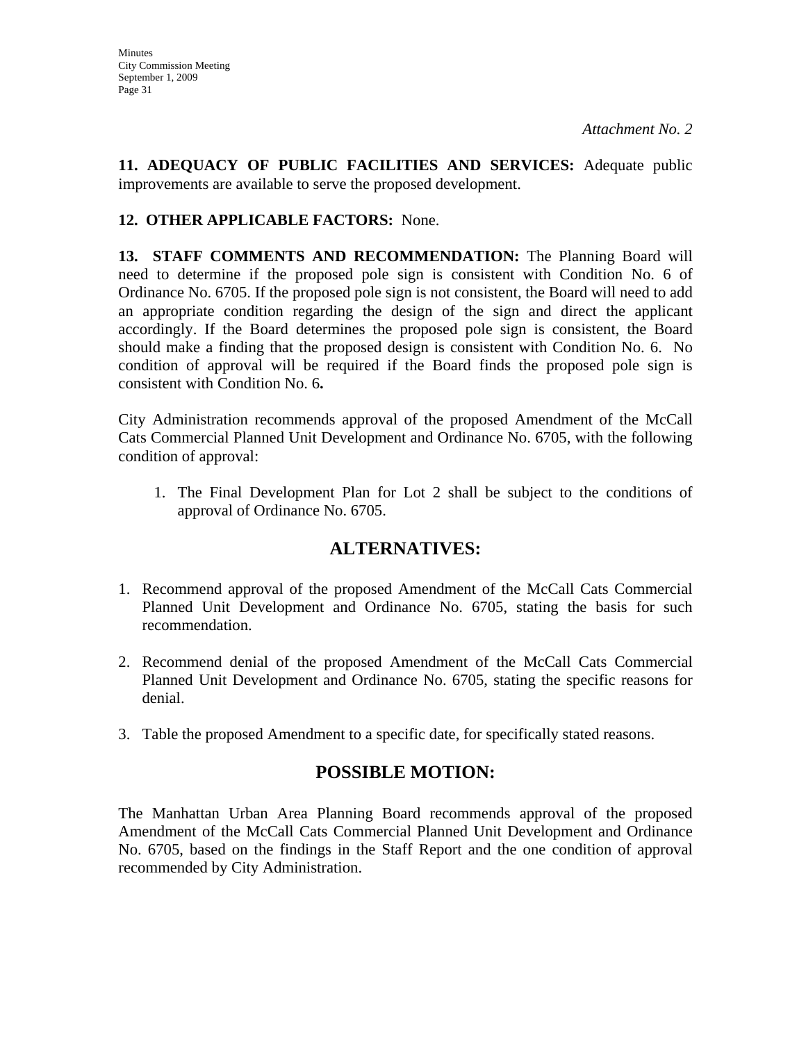*Attachment No. 2*

**11. ADEQUACY OF PUBLIC FACILITIES AND SERVICES:** Adequate public improvements are available to serve the proposed development.

**12. OTHER APPLICABLE FACTORS:** None.

**13. STAFF COMMENTS AND RECOMMENDATION:** The Planning Board will need to determine if the proposed pole sign is consistent with Condition No. 6 of Ordinance No. 6705. If the proposed pole sign is not consistent, the Board will need to add an appropriate condition regarding the design of the sign and direct the applicant accordingly. If the Board determines the proposed pole sign is consistent, the Board should make a finding that the proposed design is consistent with Condition No. 6. No condition of approval will be required if the Board finds the proposed pole sign is consistent with Condition No. 6**.**

City Administration recommends approval of the proposed Amendment of the McCall Cats Commercial Planned Unit Development and Ordinance No. 6705, with the following condition of approval:

1. The Final Development Plan for Lot 2 shall be subject to the conditions of approval of Ordinance No. 6705.

## ALTERNATIVES:

1. Recommend approval of the proposed Amendment of the McCall Cats Commercial Planned Unit Development and Ordinance No. 6705, stating the basis for such recommendation.

2. Recommend denial of the proposed Amendment of the McCall Cats Commercial Planned Unit Development and Ordinance No. 6705, stating the specific reasons for denial.

3. Table the proposed Amendment to a specific date, for specifically stated reasons.

## POSSIBLE MOTION:

The Manhattan Urban Area Planning Board recommends approval of the proposed Amendment of the McCall Cats Commercial Planned Unit Development and Ordinance No. 6705, based on the findings in the Staff Report and the one condition of approval recommended by City Administration.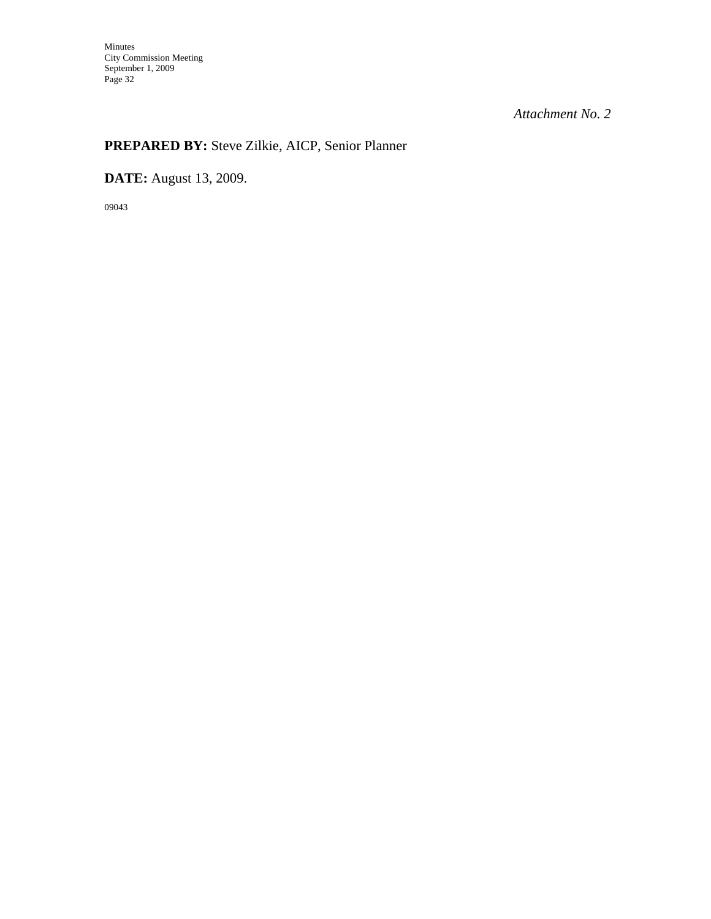*Attachment No. 2*

**PREPARED BY:** Steve Zilkie, AICP, Senior Planner

**DATE:** August 13, 2009.

09043